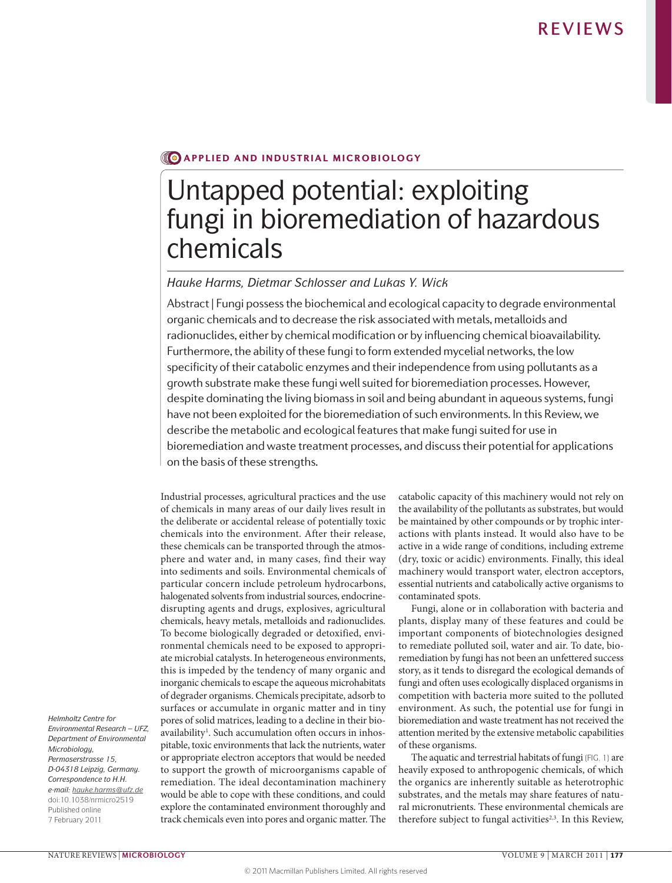APPLIED AND INDUSTRIAL MICROBIOLOGY

# Untapped potential: exploiting fungi in bioremediation of hazardous chemicals

*Hauke Harms, Dietmar Schlosser and Lukas Y. Wick*

Abstract | Fungi possess the biochemical and ecological capacity to degrade environmental organic chemicals and to decrease the risk associated with metals, metalloids and radionuclides, either by chemical modification or by influencing chemical bioavailability. Furthermore, the ability of these fungi to form extended mycelial networks, the low specificity of their catabolic enzymes and their independence from using pollutants as a growth substrate make these fungi well suited for bioremediation processes. However, despite dominating the living biomass in soil and being abundant in aqueous systems, fungi have not been exploited for the bioremediation of such environments. In this Review, we describe the metabolic and ecological features that make fungi suited for use in bioremediation and waste treatment processes, and discuss their potential for applications on the basis of these strengths.

*Helmholtz Centre for Environmental Research – UFZ, Department of Environmental Microbiology, Permoserstrasse 15, D-04318 Leipzig, Germany.*
*Correspondence to H.H.*
*e-mail: hauke.harms@ufz.de*
doi:10.1038/nrmicro2519
Published online 7 February 2011

Industrial processes, agricultural practices and the use of chemicals in many areas of our daily lives result in the deliberate or accidental release of potentially toxic chemicals into the environment. After their release, these chemicals can be transported through the atmosphere and water and, in many cases, find their way into sediments and soils. Environmental chemicals of particular concern include petroleum hydrocarbons, halogenated solvents from industrial sources, endocrine-disrupting agents and drugs, explosives, agricultural chemicals, heavy metals, metalloids and radionuclides. To become biologically degraded or detoxified, environmental chemicals need to be exposed to appropriate microbial catalysts. In heterogeneous environments, this is impeded by the tendency of many organic and inorganic chemicals to escape the aqueous microhabitats of degrader organisms. Chemicals precipitate, adsorb to surfaces or accumulate in organic matter and in tiny pores of solid matrices, leading to a decline in their bioavailability[1]. Such accumulation often occurs in inhospitable, toxic environments that lack the nutrients, water or appropriate electron acceptors that would be needed to support the growth of microorganisms capable of remediation. The ideal decontamination machinery would be able to cope with these conditions, and could explore the contaminated environment thoroughly and track chemicals even into pores and organic matter. The catabolic capacity of this machinery would not rely on the availability of the pollutants as substrates, but would be maintained by other compounds or by trophic interactions with plants instead. It would also have to be active in a wide range of conditions, including extreme (dry, toxic or acidic) environments. Finally, this ideal machinery would transport water, electron acceptors, essential nutrients and catabolically active organisms to contaminated spots.

Fungi, alone or in collaboration with bacteria and plants, display many of these features and could be important components of biotechnologies designed to remediate polluted soil, water and air. To date, bioremediation by fungi has not been an unfettered success story, as it tends to disregard the ecological demands of fungi and often uses ecologically displaced organisms in competition with bacteria more suited to the polluted environment. As such, the potential use for fungi in bioremediation and waste treatment has not received the attention merited by the extensive metabolic capabilities of these organisms.

The aquatic and terrestrial habitats of fungi (FIG. 1) are heavily exposed to anthropogenic chemicals, of which the organics are inherently suitable as heterotrophic substrates, and the metals may share features of natural micronutrients. These environmental chemicals are therefore subject to fungal activities[2,3]. In this Review,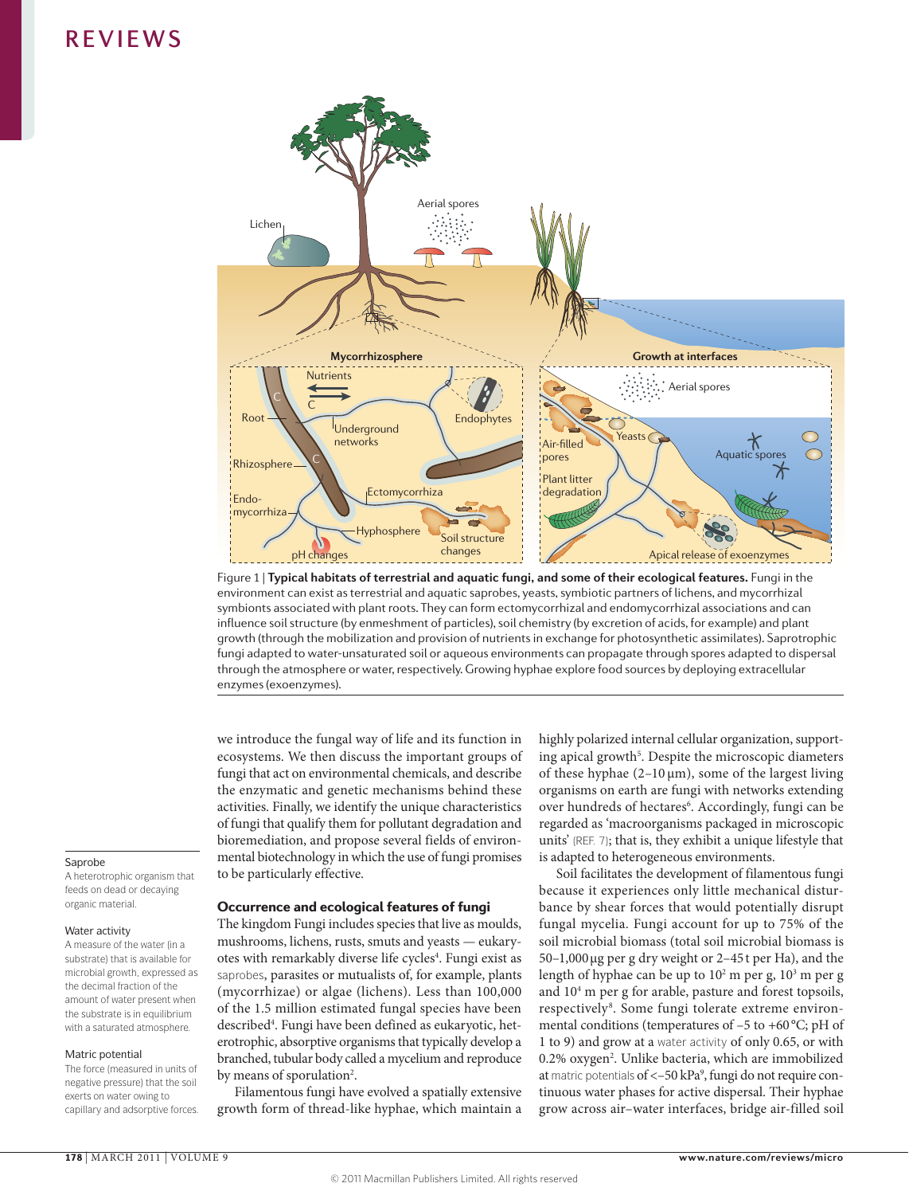Figure 1 | **Typical habitats of terrestrial and aquatic fungi, and some of their ecological features.** Fungi in the environment can exist as terrestrial and aquatic saprobes, yeasts, symbiotic partners of lichens, and mycorrhizal symbionts associated with plant roots. They can form ectomycorrhizal and endomycorrhizal associations and can influence soil structure (by enmeshment of particles), soil chemistry (by excretion of acids, for example) and plant growth (through the mobilization and provision of nutrients in exchange for photosynthetic assimilates). Saprotrophic fungi adapted to water-unsaturated soil or aqueous environments can propagate through spores adapted to dispersal through the atmosphere or water, respectively. Growing hyphae explore food sources by deploying extracellular enzymes (exoenzymes).

we introduce the fungal way of life and its function in ecosystems. We then discuss the important groups of fungi that act on environmental chemicals, and describe the enzymatic and genetic mechanisms behind these activities. Finally, we identify the unique characteristics of fungi that qualify them for pollutant degradation and bioremediation, and propose several fields of environmental biotechnology in which the use of fungi promises to be particularly effective.

## Occurrence and ecological features of fungi

The kingdom Fungi includes species that live as moulds, mushrooms, lichens, rusts, smuts and yeasts — eukaryotes with remarkably diverse life cycles[4]. Fungi exist as saprobes, parasites or mutualists of, for example, plants (mycorrhizae) or algae (lichens). Less than 100,000 of the 1.5 million estimated fungal species have been described[4]. Fungi have been defined as eukaryotic, heterotrophic, absorptive organisms that typically develop a branched, tubular body called a mycelium and reproduce by means of sporulation[2].

Filamentous fungi have evolved a spatially extensive growth form of thread-like hyphae, which maintain a highly polarized internal cellular organization, supporting apical growth[5]. Despite the microscopic diameters of these hyphae (2–10 μm), some of the largest living organisms on earth are fungi with networks extending over hundreds of hectares[6]. Accordingly, fungi can be regarded as 'macroorganisms packaged in microscopic units' (REF. 7); that is, they exhibit a unique lifestyle that is adapted to heterogeneous environments.

Soil facilitates the development of filamentous fungi because it experiences only little mechanical disturbance by shear forces that would potentially disrupt fungal mycelia. Fungi account for up to 75% of the soil microbial biomass (total soil microbial biomass is 50–1,000 μg per g dry weight or 2–45 t per Ha), and the length of hyphae can be up to $10^2$ m per g, $10^3$ m per g and $10^4$ m per g for arable, pasture and forest topsoils, respectively[8]. Some fungi tolerate extreme environmental conditions (temperatures of –5 to +60 °C; pH of 1 to 9) and grow at a water activity of only 0.65, or with 0.2% oxygen[2]. Unlike bacteria, which are immobilized at matric potentials of <–50 kPa[9], fungi do not require continuous water phases for active dispersal. Their hyphae grow across air–water interfaces, bridge air-filled soil

**Saprobe**
A heterotrophic organism that feeds on dead or decaying organic material.

**Water activity**
A measure of the water (in a substrate) that is available for microbial growth, expressed as the decimal fraction of the amount of water present when the substrate is in equilibrium with a saturated atmosphere.

**Matric potential**
The force (measured in units of negative pressure) that the soil exerts on water owing to capillary and adsorptive forces.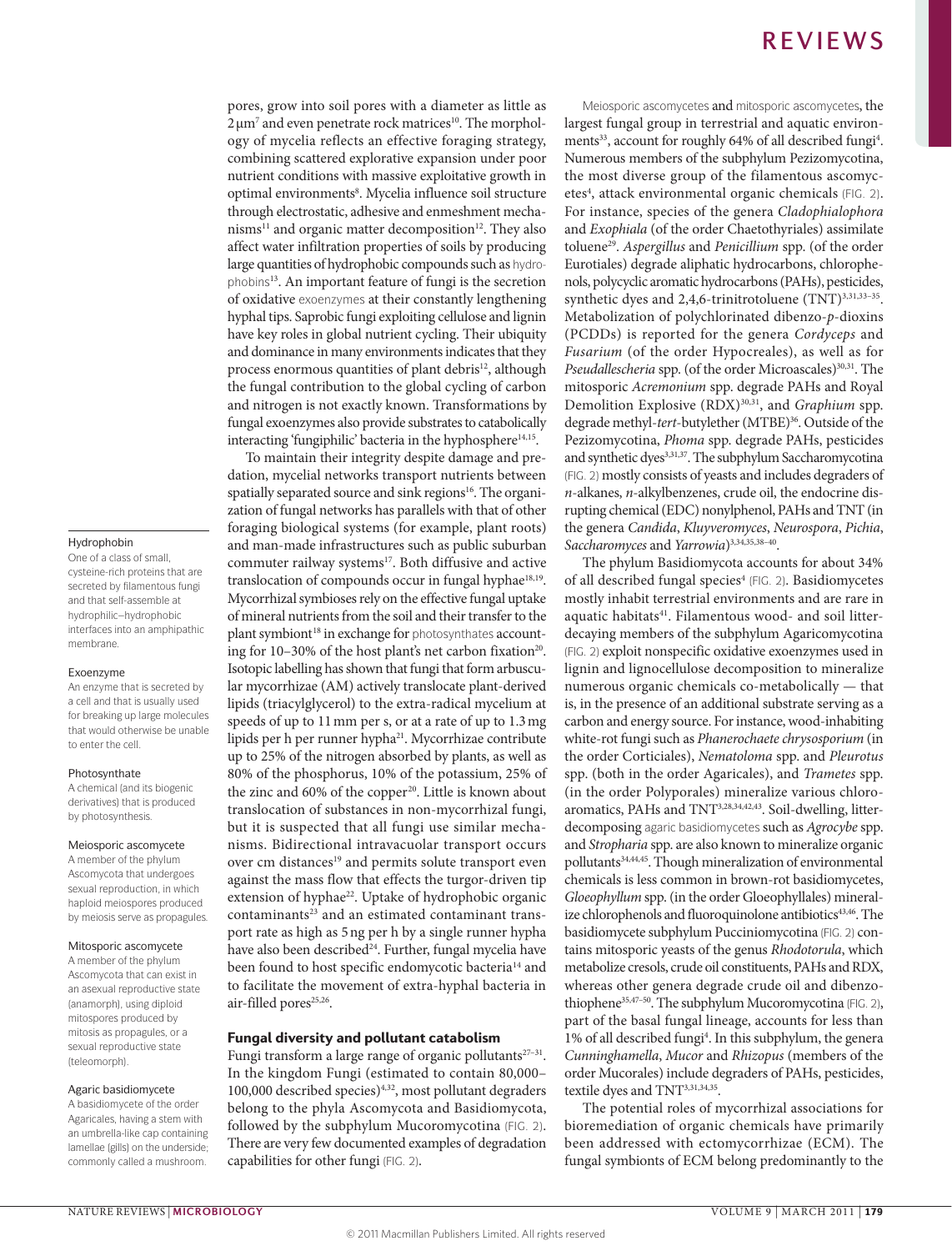pores, grow into soil pores with a diameter as little as 2 µm[7] and even penetrate rock matrices[10]. The morphology of mycelia reflects an effective foraging strategy, combining scattered explorative expansion under poor nutrient conditions with massive exploitative growth in optimal environments[8]. Mycelia influence soil structure through electrostatic, adhesive and enmeshment mechanisms[11] and organic matter decomposition[12]. They also affect water infiltration properties of soils by producing large quantities of hydrophobic compounds such as hydrophobins[13]. An important feature of fungi is the secretion of oxidative exoenzymes at their constantly lengthening hyphal tips. Saprobic fungi exploiting cellulose and lignin have key roles in global nutrient cycling. Their ubiquity and dominance in many environments indicates that they process enormous quantities of plant debris[12], although the fungal contribution to the global cycling of carbon and nitrogen is not exactly known. Transformations by fungal exoenzymes also provide substrates to catabolically interacting 'fungiphilic' bacteria in the hyphosphere[14,15].

To maintain their integrity despite damage and predation, mycelial networks transport nutrients between spatially separated source and sink regions[16]. The organization of fungal networks has parallels with that of other foraging biological systems (for example, plant roots) and man-made infrastructures such as public suburban commuter railway systems[17]. Both diffusive and active translocation of compounds occur in fungal hyphae[18,19]. Mycorrhizal symbioses rely on the effective fungal uptake of mineral nutrients from the soil and their transfer to the plant symbiont[18] in exchange for photosynthates accounting for 10–30% of the host plant's net carbon fixation[20]. Isotopic labelling has shown that fungi that form arbuscular mycorrhizae (AM) actively translocate plant-derived lipids (triacylglycerol) to the extra-radical mycelium at speeds of up to 11 mm per s, or at a rate of up to 1.3 mg lipids per h per runner hypha[21]. Mycorrhizae contribute up to 25% of the nitrogen absorbed by plants, as well as 80% of the phosphorus, 10% of the potassium, 25% of the zinc and 60% of the copper[20]. Little is known about translocation of substances in non-mycorrhizal fungi, but it is suspected that all fungi use similar mechanisms. Bidirectional intravacuolar transport occurs over cm distances[19] and permits solute transport even against the mass flow that effects the turgor-driven tip extension of hyphae[22]. Uptake of hydrophobic organic contaminants[23] and an estimated contaminant transport rate as high as 5 ng per h by a single runner hypha have also been described[24]. Further, fungal mycelia have been found to host specific endomycotic bacteria[14] and to facilitate the movement of extra-hyphal bacteria in air-filled pores[25,26].

**Hydrophobin**
One of a class of small, cysteine-rich proteins that are secreted by filamentous fungi and that self-assemble at hydrophilic–hydrophobic interfaces into an amphipathic membrane.

**Exoenzyme**
An enzyme that is secreted by a cell and that is usually used for breaking up large molecules that would otherwise be unable to enter the cell.

**Photosynthate**
A chemical (and its biogenic derivatives) that is produced by photosynthesis.

**Meiosporic ascomycete**
A member of the phylum Ascomycota that undergoes sexual reproduction, in which haploid meiospores produced by meiosis serve as propagules.

**Mitosporic ascomycete**
A member of the phylum Ascomycota that can exist in an asexual reproductive state (anamorph), using diploid mitospores produced by mitosis as propagules, or a sexual reproductive state (teleomorph).

**Agaric basidiomycete**
A basidiomycete of the order Agaricales, having a stem with an umbrella-like cap containing lamellae (gills) on the underside; commonly called a mushroom.

## Fungal diversity and pollutant catabolism

Fungi transform a large range of organic pollutants[27–31]. In the kingdom Fungi (estimated to contain 80,000–100,000 described species)[4,32], most pollutant degraders belong to the phyla Ascomycota and Basidiomycota, followed by the subphylum Mucoromycotina (FIG. 2). There are very few documented examples of degradation capabilities for other fungi (FIG. 2).

Meiosporic ascomycetes and mitosporic ascomycetes, the largest fungal group in terrestrial and aquatic environments[33], account for roughly 64% of all described fungi[4]. Numerous members of the subphylum Pezizomycotina, the most diverse group of the filamentous ascomycetes[4], attack environmental organic chemicals (FIG. 2). For instance, species of the genera *Cladophialophora* and *Exophiala* (of the order Chaetothyriales) assimilate toluene[29]. *Aspergillus* and *Penicillium* spp. (of the order Eurotiales) degrade aliphatic hydrocarbons, chlorophenols, polycyclic aromatic hydrocarbons (PAHs), pesticides, synthetic dyes and 2,4,6-trinitrotoluene (TNT)[3,31,33–35]. Metabolization of polychlorinated dibenzo-*p*-dioxins (PCDDs) is reported for the genera *Cordyceps* and *Fusarium* (of the order Hypocreales), as well as for *Pseudallescheria* spp. (of the order Microascales)[30,31]. The mitosporic *Acremonium* spp. degrade PAHs and Royal Demolition Explosive (RDX)[30,31], and *Graphium* spp. degrade methyl-*tert*-butylether (MTBE)[36]. Outside of the Pezizomycotina, *Phoma* spp. degrade PAHs, pesticides and synthetic dyes[3,31,37]. The subphylum Saccharomycotina (FIG. 2) mostly consists of yeasts and includes degraders of *n*-alkanes, *n*-alkylbenzenes, crude oil, the endocrine disrupting chemical (EDC) nonylphenol, PAHs and TNT (in the genera *Candida*, *Kluyveromyces*, *Neurospora*, *Pichia*, *Saccharomyces* and *Yarrowia*)[3,34,35,38–40].

The phylum Basidiomycota accounts for about 34% of all described fungal species[4] (FIG. 2). Basidiomycetes mostly inhabit terrestrial environments and are rare in aquatic habitats[41]. Filamentous wood- and soil litter-decaying members of the subphylum Agaricomycotina (FIG. 2) exploit nonspecific oxidative exoenzymes used in lignin and lignocellulose decomposition to mineralize numerous organic chemicals co-metabolically — that is, in the presence of an additional substrate serving as a carbon and energy source. For instance, wood-inhabiting white-rot fungi such as *Phanerochaete chrysosporium* (in the order Corticiales), *Nematoloma* spp. and *Pleurotus* spp. (both in the order Agaricales), and *Trametes* spp. (in the order Polyporales) mineralize various chloroaromatics, PAHs and TNT[3,28,34,42,43]. Soil-dwelling, litter-decomposing agaric basidiomycetes such as *Agrocybe* spp. and *Stropharia* spp. are also known to mineralize organic pollutants[34,44,45]. Though mineralization of environmental chemicals is less common in brown-rot basidiomycetes, *Gloeophyllum* spp. (in the order Gloeophyllales) mineralize chlorophenols and fluoroquinolone antibiotics[43,46]. The basidiomycete subphylum Pucciniomycotina (FIG. 2) contains mitosporic yeasts of the genus *Rhodotorula*, which metabolize cresols, crude oil constituents, PAHs and RDX, whereas other genera degrade crude oil and dibenzothiophene[35,47–50]. The subphylum Mucoromycotina (FIG. 2), part of the basal fungal lineage, accounts for less than 1% of all described fungi[4]. In this subphylum, the genera *Cunninghamella*, *Mucor* and *Rhizopus* (members of the order Mucorales) include degraders of PAHs, pesticides, textile dyes and TNT[3,31,34,35].

The potential roles of mycorrhizal associations for bioremediation of organic chemicals have primarily been addressed with ectomycorrhizae (ECM). The fungal symbionts of ECM belong predominantly to the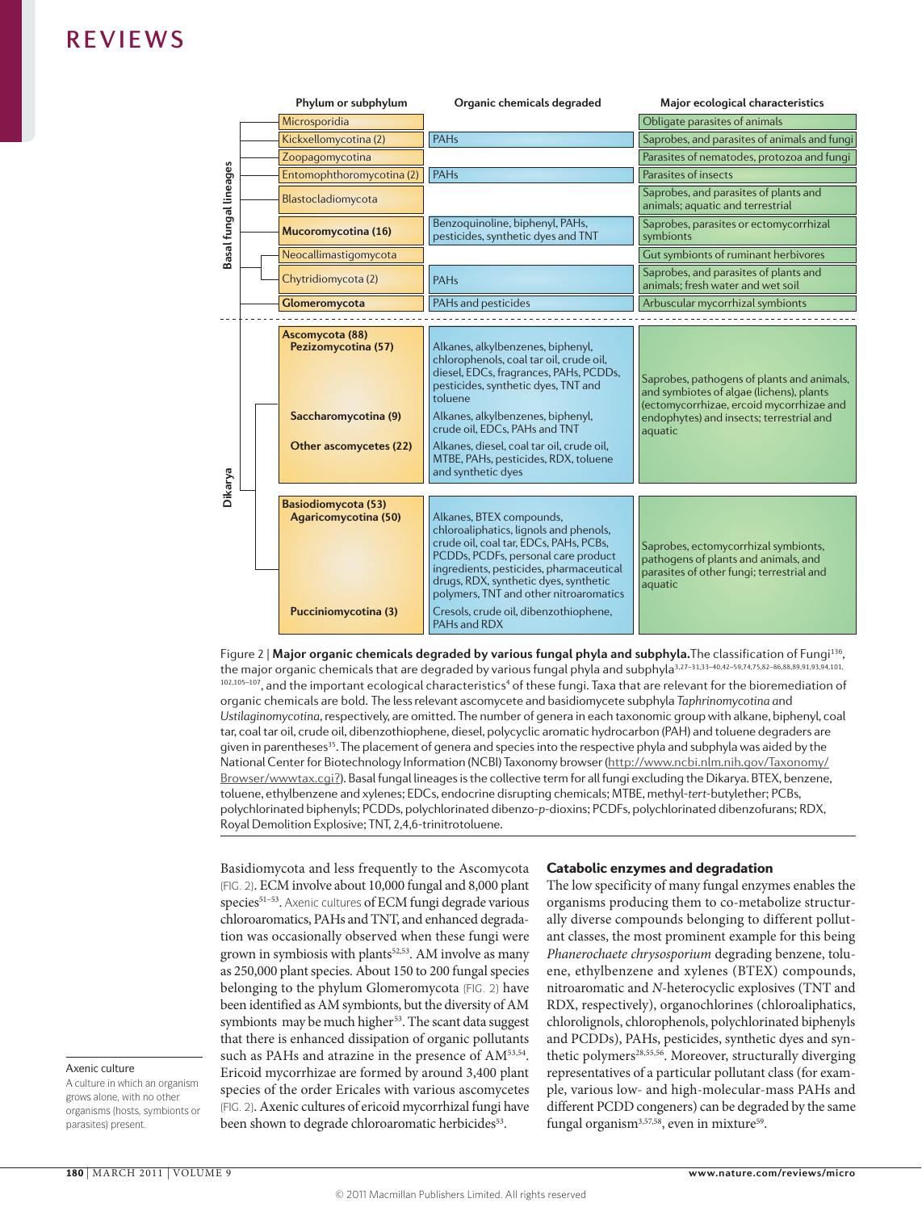| | Phylum or subphylum | Organic chemicals degraded | Major ecological characteristics |
|---|---|---|---|
| Basal fungal lineages | Microsporidia | | Obligate parasites of animals |
| | Kickxellomycotina (2) | PAHs | Saprobes, and parasites of animals and fungi |
| | Zoopagomycotina | | Parasites of nematodes, protozoa and fungi |
| | Entomophthoromycotina (2) | PAHs | Parasites of insects |
| | Blastocladiomycota | | Saprobes, and parasites of plants and animals; aquatic and terrestrial |
| | **Mucoromycotina (16)** | Benzoquinoline, biphenyl, PAHs, pesticides, synthetic dyes and TNT | Saprobes, parasites or ectomycorrhizal symbionts |
| | Neocallimastigomycota | | Gut symbionts of ruminant herbivores |
| | Chytridiomycota (2) | PAHs | Saprobes, and parasites of plants and animals; fresh water and wet soil |
| | **Glomeromycota** | PAHs and pesticides | Arbuscular mycorrhizal symbionts |
| Dikarya | **Ascomycota (88)** **Pezizomycotina (57)** | Alkanes, alkylbenzenes, biphenyl, chlorophenols, coal tar oil, crude oil, diesel, EDCs, fragrances, PAHs, PCDDs, pesticides, synthetic dyes, TNT and toluene | Saprobes, pathogens of plants and animals, and symbiotes of algae (lichens), plants (ectomycorrhizae, ercoid mycorrhizae and endophytes) and insects; terrestrial and aquatic |
| | **Saccharomycotina (9)** | Alkanes, alkylbenzenes, biphenyl, crude oil, EDCs, PAHs and TNT | |
| | **Other ascomycetes (22)** | Alkanes, diesel, coal tar oil, crude oil, MTBE, PAHs, pesticides, RDX, toluene and synthetic dyes | |
| | **Basiodiomycota (53)** **Agaricomycotina (50)** | Alkanes, BTEX compounds, chloroaliphatics, lignols and phenols, crude oil, coal tar, EDCs, PAHs, PCBs, PCDDs, PCDFs, personal care product ingredients, pesticides, pharmaceutical drugs, RDX, synthetic dyes, synthetic polymers, TNT and other nitroaromatics | Saprobes, ectomycorrhizal symbionts, pathogens of plants and animals, and parasites of other fungi; terrestrial and aquatic |
| | **Pucciniomycotina (3)** | Cresols, crude oil, dibenzothiophene, PAHs and RDX | |

Figure 2 | **Major organic chemicals degraded by various fungal phyla and subphyla.** The classification of Fungi[136], the major organic chemicals that are degraded by various fungal phyla and subphyla[3,27–31,33–40,42–59,74,75,82–86,88,89,91,93,94,101,102,105–107], and the important ecological characteristics[4] of these fungi. Taxa that are relevant for the bioremediation of organic chemicals are bold. The less relevant ascomycete and basidiomycete subphyla *Taphrinomycotina* and *Ustilaginomycotina*, respectively, are omitted. The number of genera in each taxonomic group with alkane, biphenyl, coal tar, coal tar oil, crude oil, dibenzothiophene, diesel, polycyclic aromatic hydrocarbon (PAH) and toluene degraders are given in parentheses[35]. The placement of genera and species into the respective phyla and subphyla was aided by the National Center for Biotechnology Information (NCBI) Taxonomy browser (http://www.ncbi.nlm.nih.gov/Taxonomy/Browser/wwwtax.cgi?). Basal fungal lineages is the collective term for all fungi excluding the Dikarya. BTEX, benzene, toluene, ethylbenzene and xylenes; EDCs, endocrine disrupting chemicals; MTBE, methyl-*tert*-butylether; PCBs, polychlorinated biphenyls; PCDDs, polychlorinated dibenzo-*p*-dioxins; PCDFs, polychlorinated dibenzofurans; RDX, Royal Demolition Explosive; TNT, 2,4,6-trinitrotoluene.

Basidiomycota and less frequently to the Ascomycota (FIG. 2). ECM involve about 10,000 fungal and 8,000 plant species[51–53]. Axenic cultures of ECM fungi degrade various chloroaromatics, PAHs and TNT, and enhanced degradation was occasionally observed when these fungi were grown in symbiosis with plants[52,53]. AM involve as many as 250,000 plant species. About 150 to 200 fungal species belonging to the phylum Glomeromycota (FIG. 2) have been identified as AM symbionts, but the diversity of AM symbionts may be much higher[53]. The scant data suggest that there is enhanced dissipation of organic pollutants such as PAHs and atrazine in the presence of AM[53,54]. Ericoid mycorrhizae are formed by around 3,400 plant species of the order Ericales with various ascomycetes (FIG. 2). Axenic cultures of ericoid mycorrhizal fungi have been shown to degrade chloroaromatic herbicides[53].

**Axenic culture**
A culture in which an organism grows alone, with no other organisms (hosts, symbionts or parasites) present.

## Catabolic enzymes and degradation

The low specificity of many fungal enzymes enables the organisms producing them to co-metabolize structurally diverse compounds belonging to different pollutant classes, the most prominent example for this being *Phanerochaete chrysosporium* degrading benzene, toluene, ethylbenzene and xylenes (BTEX) compounds, nitroaromatic and *N*-heterocyclic explosives (TNT and RDX, respectively), organochlorines (chloroaliphatics, chlorolignols, chlorophenols, polychlorinated biphenyls and PCDDs), PAHs, pesticides, synthetic dyes and synthetic polymers[28,55,56]. Moreover, structurally diverging representatives of a particular pollutant class (for example, various low- and high-molecular-mass PAHs and different PCDD congeners) can be degraded by the same fungal organism[3,57,58], even in mixture[59].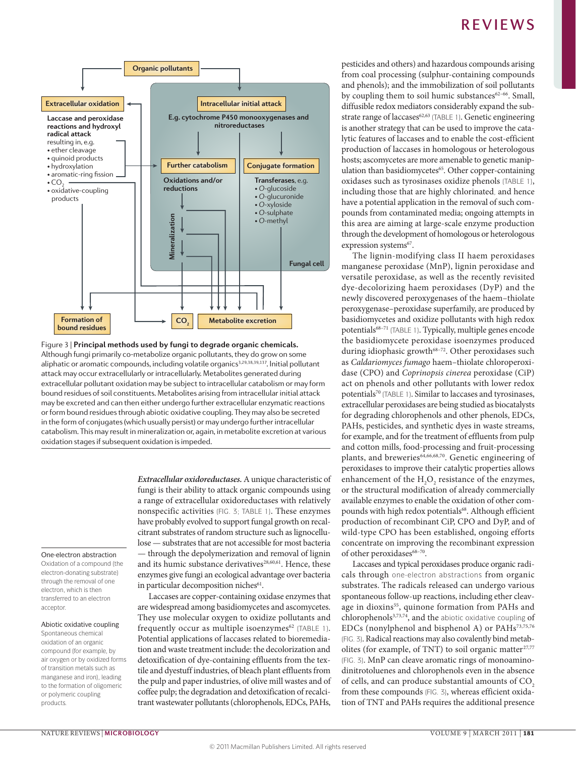Figure 3 | **Principal methods used by fungi to degrade organic chemicals.** Although fungi primarily co-metabolize organic pollutants, they do grow on some aliphatic or aromatic compounds, including volatile organics[3,29,38,39,137]. Initial pollutant attack may occur extracellularly or intracellularly. Metabolites generated during extracellular pollutant oxidation may be subject to intracellular catabolism or may form bound residues of soil constituents. Metabolites arising from intracellular initial attack may be excreted and can then either undergo further extracellular enzymatic reactions or form bound residues through abiotic oxidative coupling. They may also be secreted in the form of conjugates (which usually persist) or may undergo further intracellular catabolism. This may result in mineralization or, again, in metabolite excretion at various oxidation stages if subsequent oxidation is impeded.

**One-electron abstraction**
Oxidation of a compound (the electron-donating substrate) through the removal of one electron, which is then transferred to an electron acceptor.

**Abiotic oxidative coupling**
Spontaneous chemical oxidation of an organic compound (for example, by air oxygen or by oxidized forms of transition metals such as manganese and iron), leading to the formation of oligomeric or polymeric coupling products.

***Extracellular oxidoreductases.*** A unique characteristic of fungi is their ability to attack organic compounds using a range of extracellular oxidoreductases with relatively nonspecific activities (FIG. 3; TABLE 1). These enzymes have probably evolved to support fungal growth on recalcitrant substrates of random structure such as lignocellulose — substrates that are not accessible for most bacteria — through the depolymerization and removal of lignin and its humic substance derivatives[28,60,61]. Hence, these enzymes give fungi an ecological advantage over bacteria in particular decomposition niches[61].

Laccases are copper-containing oxidase enzymes that are widespread among basidiomycetes and ascomycetes. They use molecular oxygen to oxidize pollutants and frequently occur as multiple isoenzymes[62] (TABLE 1). Potential applications of laccases related to bioremediation and waste treatment include: the decolorization and detoxification of dye-containing effluents from the textile and dyestuff industries, of bleach plant effluents from the pulp and paper industries, of olive mill wastes and of coffee pulp; the degradation and detoxification of recalcitrant wastewater pollutants (chlorophenols, EDCs, PAHs, pesticides and others) and hazardous compounds arising from coal processing (sulphur-containing compounds and phenols); and the immobilization of soil pollutants by coupling them to soil humic substances[62–66]. Small, diffusible redox mediators considerably expand the substrate range of laccases[62,63] (TABLE 1). Genetic engineering is another strategy that can be used to improve the catalytic features of laccases and to enable the cost-efficient production of laccases in homologous or heterologous hosts; ascomycetes are more amenable to genetic manipulation than basidiomycetes[65]. Other copper-containing oxidases such as tyrosinases oxidize phenols (TABLE 1), including those that are highly chlorinated, and hence have a potential application in the removal of such compounds from contaminated media; ongoing attempts in this area are aiming at large-scale enzyme production through the development of homologous or heterologous expression systems[67].

The lignin-modifying class II haem peroxidases manganese peroxidase (MnP), lignin peroxidase and versatile peroxidase, as well as the recently revisited dye-decolorizing haem peroxidases (DyP) and the newly discovered peroxygenases of the haem–thiolate peroxygenase–peroxidase superfamily, are produced by basidiomycetes and oxidize pollutants with high redox potentials[68–71] (TABLE 1). Typically, multiple genes encode the basidiomycete peroxidase isoenzymes produced during idiophasic growth[68–72]. Other peroxidases such as *Caldariomyces fumago* haem–thiolate chloroperoxidase (CPO) and *Coprinopsis cinerea* peroxidase (CiP) act on phenols and other pollutants with lower redox potentials[70] (TABLE 1). Similar to laccases and tyrosinases, extracellular peroxidases are being studied as biocatalysts for degrading chlorophenols and other phenols, EDCs, PAHs, pesticides, and synthetic dyes in waste streams, for example, and for the treatment of effluents from pulp and cotton mills, food-processing and fruit-processing plants, and breweries[64,66,68,70]. Genetic engineering of peroxidases to improve their catalytic properties allows enhancement of the $H_2O_2$ resistance of the enzymes, or the structural modification of already commercially available enzymes to enable the oxidation of other compounds with high redox potentials[68]. Although efficient production of recombinant CiP, CPO and DyP, and of wild-type CPO has been established, ongoing efforts concentrate on improving the recombinant expression of other peroxidases[68–70].

Laccases and typical peroxidases produce organic radicals through one-electron abstractions from organic substrates. The radicals released can undergo various spontaneous follow-up reactions, including ether cleavage in dioxins[55], quinone formation from PAHs and chlorophenols[3,73,74], and the abiotic oxidative coupling of EDCs (nonylphenol and bisphenol A) or PAHs[73,75,76] (FIG. 3). Radical reactions may also covalently bind metabolites (for example, of TNT) to soil organic matter[27,77] (FIG. 3). MnP can cleave aromatic rings of monoaminodinitrotoluenes and chlorophenols even in the absence of cells, and can produce substantial amounts of $CO_2$ from these compounds (FIG. 3), whereas efficient oxidation of TNT and PAHs requires the additional presence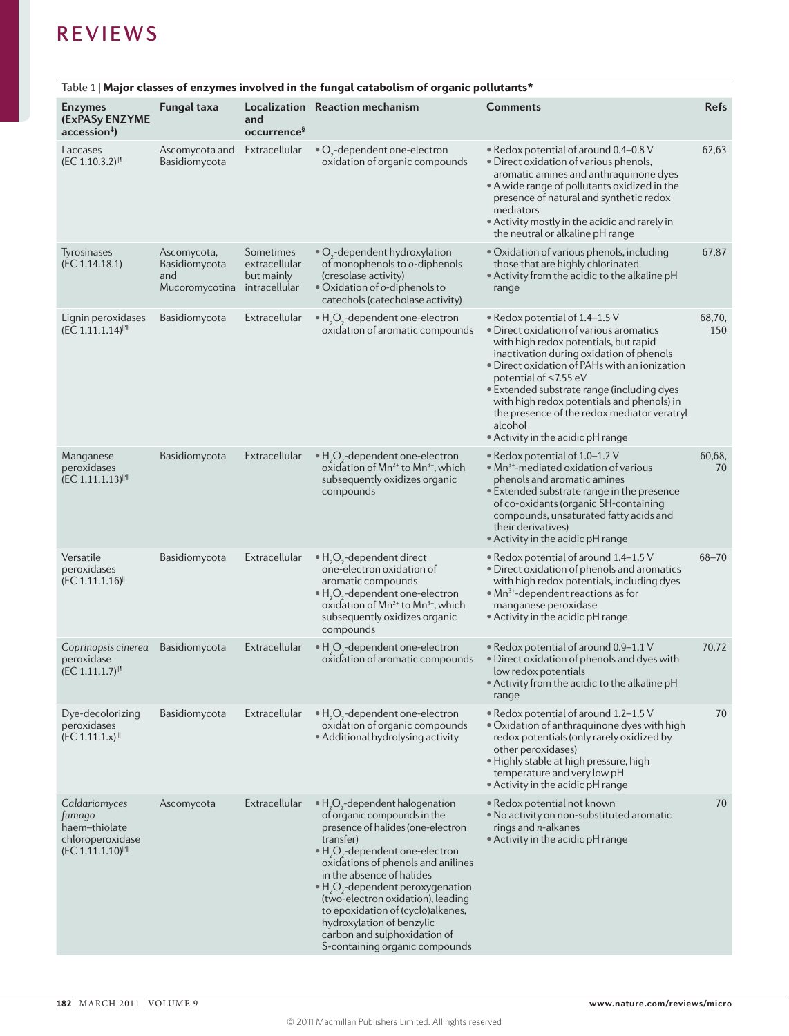Table 1 | **Major classes of enzymes involved in the fungal catabolism of organic pollutants***

| Enzymes (ExPASy ENZYME accession[‡]) | Fungal taxa | Localization and occurrence[§] | Reaction mechanism | Comments | Refs |
|---|---|---|---|---|---|
| Laccases (EC 1.10.3.2)[‖¶] | Ascomycota and Basidiomycota | Extracellular | • $O_2$-dependent one-electron oxidation of organic compounds | • Redox potential of around 0.4–0.8 V<br>• Direct oxidation of various phenols, aromatic amines and anthraquinone dyes<br>• A wide range of pollutants oxidized in the presence of natural and synthetic redox mediators<br>• Activity mostly in the acidic and rarely in the neutral or alkaline pH range | 62,63 |
| Tyrosinases (EC 1.14.18.1) | Ascomycota, Basidiomycota and Mucoromycotina | Sometimes extracellular but mainly intracellular | • $O_2$-dependent hydroxylation of monophenols to *o*-diphenols (cresolase activity)<br>• Oxidation of *o*-diphenols to catechols (catecholase activity) | • Oxidation of various phenols, including those that are highly chlorinated<br>• Activity from the acidic to the alkaline pH range | 67,87 |
| Lignin peroxidases (EC 1.11.1.14)[‖¶] | Basidiomycota | Extracellular | • $H_2O_2$-dependent one-electron oxidation of aromatic compounds | • Redox potential of 1.4–1.5 V<br>• Direct oxidation of various aromatics with high redox potentials, but rapid inactivation during oxidation of phenols<br>• Direct oxidation of PAHs with an ionization potential of ≤7.55 eV<br>• Extended substrate range (including dyes with high redox potentials and phenols) in the presence of the redox mediator veratryl alcohol<br>• Activity in the acidic pH range | 68,70, 150 |
| Manganese peroxidases (EC 1.11.1.13)[‖¶] | Basidiomycota | Extracellular | • $H_2O_2$-dependent one-electron oxidation of $Mn^{2+}$ to $Mn^{3+}$, which subsequently oxidizes organic compounds | • Redox potential of 1.0–1.2 V<br>• $Mn^{3+}$-mediated oxidation of various phenols and aromatic amines<br>• Extended substrate range in the presence of co-oxidants (organic SH-containing compounds, unsaturated fatty acids and their derivatives)<br>• Activity in the acidic pH range | 60,68, 70 |
| Versatile peroxidases (EC 1.11.1.16)[‖] | Basidiomycota | Extracellular | • $H_2O_2$-dependent direct one-electron oxidation of aromatic compounds<br>• $H_2O_2$-dependent one-electron oxidation of $Mn^{2+}$ to $Mn^{3+}$, which subsequently oxidizes organic compounds | • Redox potential of around 1.4–1.5 V<br>• Direct oxidation of phenols and aromatics with high redox potentials, including dyes<br>• $Mn^{3+}$-dependent reactions as for manganese peroxidase<br>• Activity in the acidic pH range | 68–70 |
| *Coprinopsis cinerea* peroxidase (EC 1.11.1.7)[‖¶] | Basidiomycota | Extracellular | • $H_2O_2$-dependent one-electron oxidation of aromatic compounds | • Redox potential of around 0.9–1.1 V<br>• Direct oxidation of phenols and dyes with low redox potentials<br>• Activity from the acidic to the alkaline pH range | 70,72 |
| Dye-decolorizing peroxidases (EC 1.11.1.x)[‖] | Basidiomycota | Extracellular | • $H_2O_2$-dependent one-electron oxidation of organic compounds<br>• Additional hydrolysing activity | • Redox potential of around 1.2–1.5 V<br>• Oxidation of anthraquinone dyes with high redox potentials (only rarely oxidized by other peroxidases)<br>• Highly stable at high pressure, high temperature and very low pH<br>• Activity in the acidic pH range | 70 |
| *Caldariomyces fumago* haem–thiolate chloroperoxidase (EC 1.11.1.10)[‖¶] | Ascomycota | Extracellular | • $H_2O_2$-dependent halogenation of organic compounds in the presence of halides (one-electron transfer)<br>• $H_2O_2$-dependent one-electron oxidations of phenols and anilines in the absence of halides<br>• $H_2O_2$-dependent peroxygenation (two-electron oxidation), leading to epoxidation of (cyclo)alkenes, hydroxylation of benzylic carbon and sulphoxidation of S-containing organic compounds | • Redox potential not known<br>• No activity on non-substituted aromatic rings and *n*-alkanes<br>• Activity in the acidic pH range | 70 |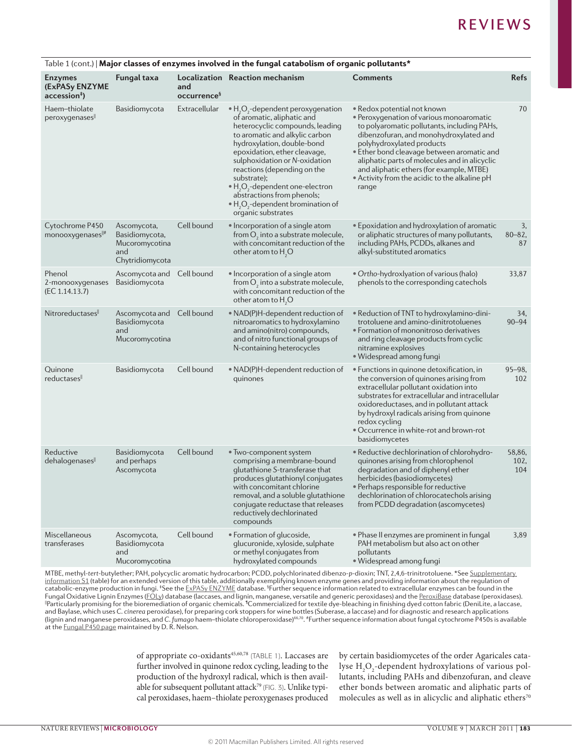Table 1 (cont.) | **Major classes of enzymes involved in the fungal catabolism of organic pollutants***

| Enzymes (ExPASy ENZYME accession‡) | Fungal taxa | Localization and occurrence§ | Reaction mechanism | Comments | Refs |
|---|---|---|---|---|---|
| Haem–thiolate peroxygenases‖ | Basidiomycota | Extracellular | • $H_2O_2$-dependent peroxygenation of aromatic, aliphatic and heterocyclic compounds, leading to aromatic and alkylic carbon hydroxylation, double-bond epoxidation, ether cleavage, sulphoxidation or *N*-oxidation reactions (depending on the substrate); • $H_2O_2$-dependent one-electron abstractions from phenols; • $H_2O_2$-dependent bromination of organic substrates | • Redox potential not known • Peroxygenation of various monoaromatic to polyaromatic pollutants, including PAHs, dibenzofuran, and monohydroxylated and polyhydroxylated products • Ether bond cleavage between aromatic and aliphatic parts of molecules and in alicyclic and aliphatic ethers (for example, MTBE) • Activity from the acidic to the alkaline pH range | 70 |
| Cytochrome P450 monooxygenases‖# | Ascomycota, Basidiomycota, Mucoromycotina and Chytridiomycota | Cell bound | • Incorporation of a single atom from $O_2$ into a substrate molecule, with concomitant reduction of the other atom to $H_2O$ | • Epoxidation and hydroxylation of aromatic or aliphatic structures of many pollutants, including PAHs, PCDDs, alkanes and alkyl-substituted aromatics | 3, 80–82, 87 |
| Phenol 2-monooxygenases (EC 1.14.13.7) | Ascomycota and Basidiomycota | Cell bound | • Incorporation of a single atom from $O_2$ into a substrate molecule, with concomitant reduction of the other atom to $H_2O$ | • *Ortho*-hydroxylation of various (halo) phenols to the corresponding catechols | 33,87 |
| Nitroreductases‖ | Ascomycota and Basidiomycota and Mucoromycotina | Cell bound | • NAD(P)H-dependent reduction of nitroaromatics to hydroxylamino and amino(nitro) compounds, and of nitro functional groups of N-containing heterocycles | • Reduction of TNT to hydroxylamino-dinitrotoluene and amino-dinitrotoluenes • Formation of mononitroso derivatives and ring cleavage products from cyclic nitramine explosives • Widespread among fungi | 34, 90–94 |
| Quinone reductases‖ | Basidiomycota | Cell bound | • NAD(P)H-dependent reduction of quinones | • Functions in quinone detoxification, in the conversion of quinones arising from extracellular pollutant oxidation into substrates for extracellular and intracellular oxidoreductases, and in pollutant attack by hydroxyl radicals arising from quinone redox cycling • Occurrence in white-rot and brown-rot basidiomycetes | 95–98, 102 |
| Reductive dehalogenases‖ | Basidiomycota and perhaps Ascomycota | Cell bound | • Two-component system comprising a membrane-bound glutathione *S*-transferase that produces glutathionyl conjugates with concomitant chlorine removal, and a soluble glutathione conjugate reductase that releases reductively dechlorinated compounds | • Reductive dechlorination of chlorohydroquinones arising from chlorophenol degradation and of diphenyl ether herbicides (basidiomycetes) • Perhaps responsible for reductive dechlorination of chlorocatechols arising from PCDD degradation (ascomycetes) | 58,86, 102, 104 |
| Miscellaneous transferases | Ascomycota, Basidiomycota and Mucoromycotina | Cell bound | • Formation of glucoside, glucuronide, xyloside, sulphate or methyl conjugates from hydroxylated compounds | • Phase II enzymes are prominent in fungal PAH metabolism but also act on other pollutants • Widespread among fungi | 3,89 |

MTBE, methyl-*tert*-butylether; PAH, polycyclic aromatic hydrocarbon; PCDD, polychlorinated dibenzo-*p*-dioxin; TNT, 2,4,6-trinitrotoluene. *See Supplementary information S1 (table) for an extended version of this table, additionally exemplifying known enzyme genes and providing information about the regulation of catabolic-enzyme production in fungi. ‡See the ExPASy ENZYME database. §Further sequence information related to extracellular enzymes can be found in the Fungal Oxidative Lignin Enzymes (FOLy) database (laccases, and lignin, manganese, versatile and generic peroxidases) and the PeroxiBase database (peroxidases). ‖Particularly promising for the bioremediation of organic chemicals. ¶Commercialized for textile dye-bleaching in finishing dyed cotton fabric (DeniLite, a laccase, and Baylase, which uses *C. cinerea* peroxidase), for preparing cork stoppers for wine bottles (Suberase, a laccase) and for diagnostic and research applications (lignin and manganese peroxidases, and *C. fumago* haem–thiolate chloroperoxidase)[66,70]. #Further sequence information about fungal cytochrome P450s is available at the Fungal P450 page maintained by D. R. Nelson.

of appropriate co-oxidants[45,60,78] (TABLE 1). Laccases are further involved in quinone redox cycling, leading to the production of the hydroxyl radical, which is then available for subsequent pollutant attack[79] (FIG. 3). Unlike typical peroxidases, haem–thiolate peroxygenases produced by certain basidiomycetes of the order Agaricales catalyse $H_2O_2$-dependent hydroxylations of various pollutants, including PAHs and dibenzofuran, and cleave ether bonds between aromatic and aliphatic parts of molecules as well as in alicyclic and aliphatic ethers[70]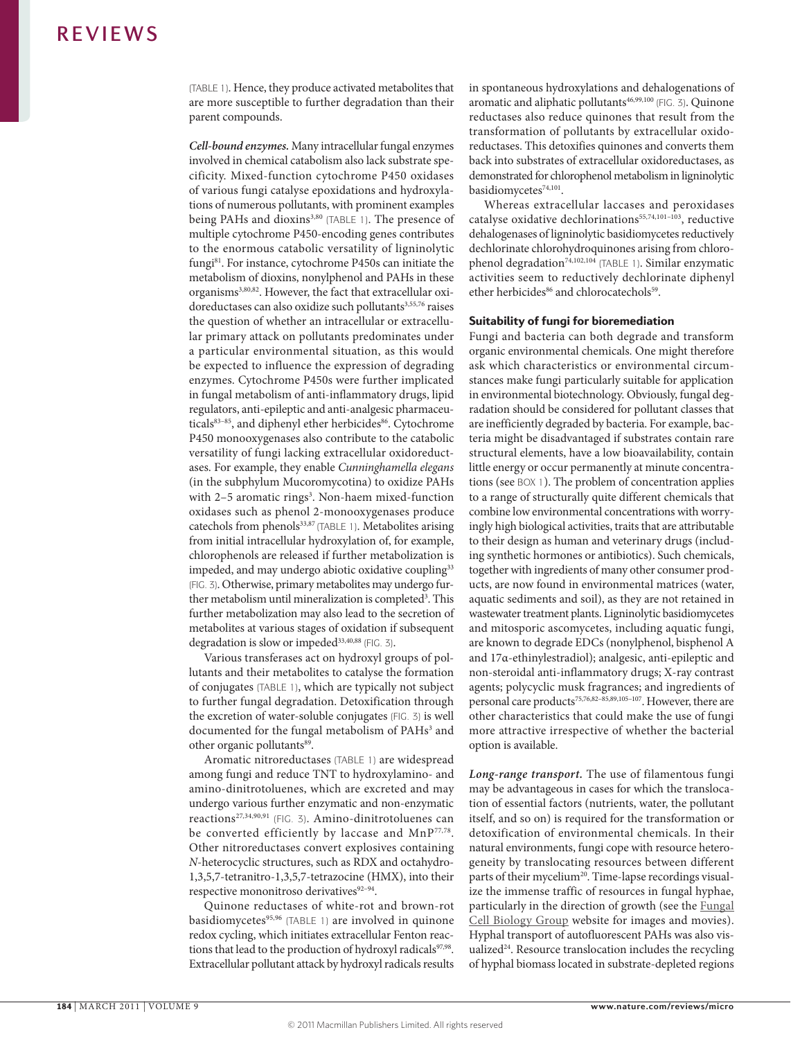(TABLE 1). Hence, they produce activated metabolites that are more susceptible to further degradation than their parent compounds.

***Cell-bound enzymes.*** Many intracellular fungal enzymes involved in chemical catabolism also lack substrate specificity. Mixed-function cytochrome P450 oxidases of various fungi catalyse epoxidations and hydroxylations of numerous pollutants, with prominent examples being PAHs and dioxins[3,80] (TABLE 1). The presence of multiple cytochrome P450-encoding genes contributes to the enormous catabolic versatility of ligninolytic fungi[81]. For instance, cytochrome P450s can initiate the metabolism of dioxins, nonylphenol and PAHs in these organisms[3,80,82]. However, the fact that extracellular oxidoreductases can also oxidize such pollutants[3,55,76] raises the question of whether an intracellular or extracellular primary attack on pollutants predominates under a particular environmental situation, as this would be expected to influence the expression of degrading enzymes. Cytochrome P450s were further implicated in fungal metabolism of anti-inflammatory drugs, lipid regulators, anti-epileptic and anti-analgesic pharmaceuticals[83–85], and diphenyl ether herbicides[86]. Cytochrome P450 monooxygenases also contribute to the catabolic versatility of fungi lacking extracellular oxidoreductases. For example, they enable *Cunninghamella elegans* (in the subphylum Mucoromycotina) to oxidize PAHs with 2–5 aromatic rings[3]. Non-haem mixed-function oxidases such as phenol 2-monooxygenases produce catechols from phenols[33,87] (TABLE 1). Metabolites arising from initial intracellular hydroxylation of, for example, chlorophenols are released if further metabolization is impeded, and may undergo abiotic oxidative coupling[33] (FIG. 3). Otherwise, primary metabolites may undergo further metabolism until mineralization is completed[3]. This further metabolization may also lead to the secretion of metabolites at various stages of oxidation if subsequent degradation is slow or impeded[33,40,88] (FIG. 3).

Various transferases act on hydroxyl groups of pollutants and their metabolites to catalyse the formation of conjugates (TABLE 1), which are typically not subject to further fungal degradation. Detoxification through the excretion of water-soluble conjugates (FIG. 3) is well documented for the fungal metabolism of PAHs[3] and other organic pollutants[89].

Aromatic nitroreductases (TABLE 1) are widespread among fungi and reduce TNT to hydroxylamino- and amino-dinitrotoluenes, which are excreted and may undergo various further enzymatic and non-enzymatic reactions[27,34,90,91] (FIG. 3). Amino-dinitrotoluenes can be converted efficiently by laccase and MnP[77,78]. Other nitroreductases convert explosives containing *N*-heterocyclic structures, such as RDX and octahydro-1,3,5,7-tetranitro-1,3,5,7-tetrazocine (HMX), into their respective mononitroso derivatives[92–94].

Quinone reductases of white-rot and brown-rot basidiomycetes[95,96] (TABLE 1) are involved in quinone redox cycling, which initiates extracellular Fenton reactions that lead to the production of hydroxyl radicals[97,98]. Extracellular pollutant attack by hydroxyl radicals results in spontaneous hydroxylations and dehalogenations of aromatic and aliphatic pollutants[46,99,100] (FIG. 3). Quinone reductases also reduce quinones that result from the transformation of pollutants by extracellular oxidoreductases. This detoxifies quinones and converts them back into substrates of extracellular oxidoreductases, as demonstrated for chlorophenol metabolism in ligninolytic basidiomycetes[74,101].

Whereas extracellular laccases and peroxidases catalyse oxidative dechlorinations[55,74,101–103], reductive dehalogenases of ligninolytic basidiomycetes reductively dechlorinate chlorohydroquinones arising from chlorophenol degradation[74,102,104] (TABLE 1). Similar enzymatic activities seem to reductively dechlorinate diphenyl ether herbicides[86] and chlorocatechols[59].

## Suitability of fungi for bioremediation

Fungi and bacteria can both degrade and transform organic environmental chemicals. One might therefore ask which characteristics or environmental circumstances make fungi particularly suitable for application in environmental biotechnology. Obviously, fungal degradation should be considered for pollutant classes that are inefficiently degraded by bacteria. For example, bacteria might be disadvantaged if substrates contain rare structural elements, have a low bioavailability, contain little energy or occur permanently at minute concentrations (see BOX 1). The problem of concentration applies to a range of structurally quite different chemicals that combine low environmental concentrations with worryingly high biological activities, traits that are attributable to their design as human and veterinary drugs (including synthetic hormones or antibiotics). Such chemicals, together with ingredients of many other consumer products, are now found in environmental matrices (water, aquatic sediments and soil), as they are not retained in wastewater treatment plants. Ligninolytic basidiomycetes and mitosporic ascomycetes, including aquatic fungi, are known to degrade EDCs (nonylphenol, bisphenol A and 17α-ethinylestradiol); analgesic, anti-epileptic and non-steroidal anti-inflammatory drugs; X-ray contrast agents; polycyclic musk fragrances; and ingredients of personal care products[75,76,82–85,89,105–107]. However, there are other characteristics that could make the use of fungi more attractive irrespective of whether the bacterial option is available.

***Long-range transport.*** The use of filamentous fungi may be advantageous in cases for which the translocation of essential factors (nutrients, water, the pollutant itself, and so on) is required for the transformation or detoxification of environmental chemicals. In their natural environments, fungi cope with resource heterogeneity by translocating resources between different parts of their mycelium[20]. Time-lapse recordings visualize the immense traffic of resources in fungal hyphae, particularly in the direction of growth (see the Fungal Cell Biology Group website for images and movies). Hyphal transport of autofluorescent PAHs was also visualized[24]. Resource translocation includes the recycling of hyphal biomass located in substrate-depleted regions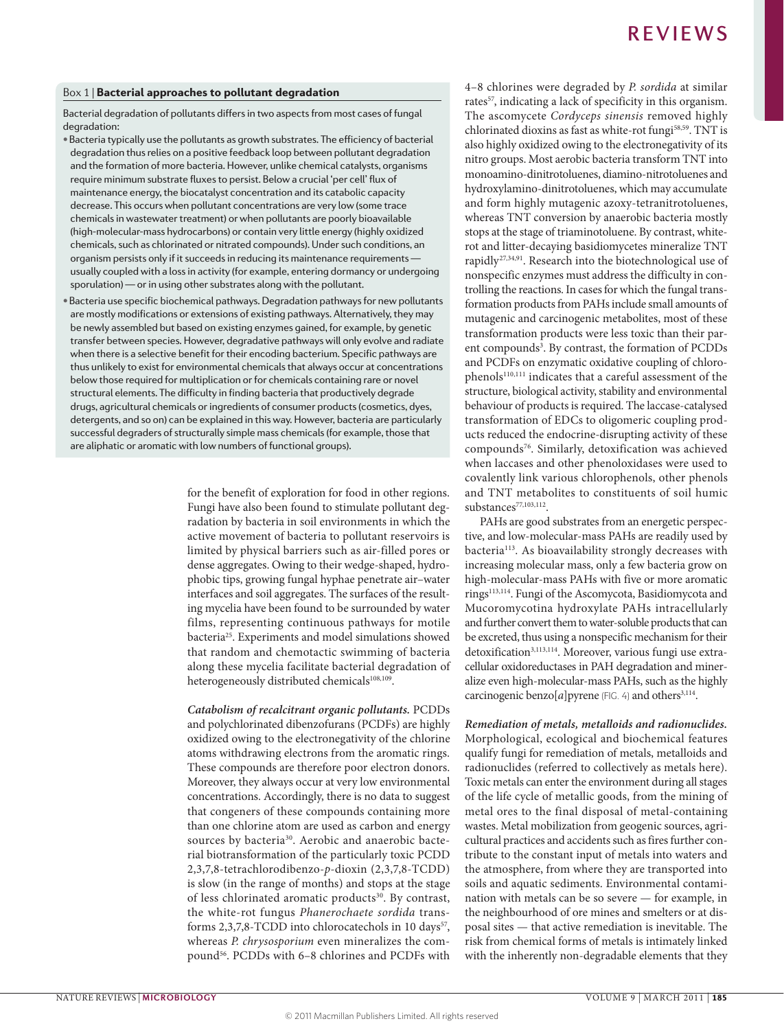## Box 1 | Bacterial approaches to pollutant degradation

Bacterial degradation of pollutants differs in two aspects from most cases of fungal degradation:

- Bacteria typically use the pollutants as growth substrates. The efficiency of bacterial degradation thus relies on a positive feedback loop between pollutant degradation and the formation of more bacteria. However, unlike chemical catalysts, organisms require minimum substrate fluxes to persist. Below a crucial 'per cell' flux of maintenance energy, the biocatalyst concentration and its catabolic capacity decrease. This occurs when pollutant concentrations are very low (some trace chemicals in wastewater treatment) or when pollutants are poorly bioavailable (high-molecular-mass hydrocarbons) or contain very little energy (highly oxidized chemicals, such as chlorinated or nitrated compounds). Under such conditions, an organism persists only if it succeeds in reducing its maintenance requirements — usually coupled with a loss in activity (for example, entering dormancy or undergoing sporulation) — or in using other substrates along with the pollutant.
- Bacteria use specific biochemical pathways. Degradation pathways for new pollutants are mostly modifications or extensions of existing pathways. Alternatively, they may be newly assembled but based on existing enzymes gained, for example, by genetic transfer between species. However, degradative pathways will only evolve and radiate when there is a selective benefit for their encoding bacterium. Specific pathways are thus unlikely to exist for environmental chemicals that always occur at concentrations below those required for multiplication or for chemicals containing rare or novel structural elements. The difficulty in finding bacteria that productively degrade drugs, agricultural chemicals or ingredients of consumer products (cosmetics, dyes, detergents, and so on) can be explained in this way. However, bacteria are particularly successful degraders of structurally simple mass chemicals (for example, those that are aliphatic or aromatic with low numbers of functional groups).

for the benefit of exploration for food in other regions. Fungi have also been found to stimulate pollutant degradation by bacteria in soil environments in which the active movement of bacteria to pollutant reservoirs is limited by physical barriers such as air-filled pores or dense aggregates. Owing to their wedge-shaped, hydrophobic tips, growing fungal hyphae penetrate air–water interfaces and soil aggregates. The surfaces of the resulting mycelia have been found to be surrounded by water films, representing continuous pathways for motile bacteria[25]. Experiments and model simulations showed that random and chemotactic swimming of bacteria along these mycelia facilitate bacterial degradation of heterogeneously distributed chemicals[108,109].

***Catabolism of recalcitrant organic pollutants.*** PCDDs and polychlorinated dibenzofurans (PCDFs) are highly oxidized owing to the electronegativity of the chlorine atoms withdrawing electrons from the aromatic rings. These compounds are therefore poor electron donors. Moreover, they always occur at very low environmental concentrations. Accordingly, there is no data to suggest that congeners of these compounds containing more than one chlorine atom are used as carbon and energy sources by bacteria[30]. Aerobic and anaerobic bacterial biotransformation of the particularly toxic PCDD 2,3,7,8-tetrachlorodibenzo-*p*-dioxin (2,3,7,8-TCDD) is slow (in the range of months) and stops at the stage of less chlorinated aromatic products[30]. By contrast, the white-rot fungus *Phanerochaete sordida* transforms 2,3,7,8-TCDD into chlorocatechols in 10 days[57], whereas *P. chrysosporium* even mineralizes the compound[56]. PCDDs with 6–8 chlorines and PCDFs with 4–8 chlorines were degraded by *P. sordida* at similar rates[57], indicating a lack of specificity in this organism. The ascomycete *Cordyceps sinensis* removed highly chlorinated dioxins as fast as white-rot fungi[58,59]. TNT is also highly oxidized owing to the electronegativity of its nitro groups. Most aerobic bacteria transform TNT into monoamino-dinitrotoluenes, diamino-nitrotoluenes and hydroxylamino-dinitrotoluenes, which may accumulate and form highly mutagenic azoxy-tetranitrotoluenes, whereas TNT conversion by anaerobic bacteria mostly stops at the stage of triaminotoluene. By contrast, white-rot and litter-decaying basidiomycetes mineralize TNT rapidly[27,34,91]. Research into the biotechnological use of nonspecific enzymes must address the difficulty in controlling the reactions. In cases for which the fungal transformation products from PAHs include small amounts of mutagenic and carcinogenic metabolites, most of these transformation products were less toxic than their parent compounds[3]. By contrast, the formation of PCDDs and PCDFs on enzymatic oxidative coupling of chlorophenols[110,111] indicates that a careful assessment of the structure, biological activity, stability and environmental behaviour of products is required. The laccase-catalysed transformation of EDCs to oligomeric coupling products reduced the endocrine-disrupting activity of these compounds[76]. Similarly, detoxification was achieved when laccases and other phenoloxidases were used to covalently link various chlorophenols, other phenols and TNT metabolites to constituents of soil humic substances[77,103,112].

PAHs are good substrates from an energetic perspective, and low-molecular-mass PAHs are readily used by bacteria[113]. As bioavailability strongly decreases with increasing molecular mass, only a few bacteria grow on high-molecular-mass PAHs with five or more aromatic rings[113,114]. Fungi of the Ascomycota, Basidiomycota and Mucoromycotina hydroxylate PAHs intracellularly and further convert them to water-soluble products that can be excreted, thus using a nonspecific mechanism for their detoxification[3,113,114]. Moreover, various fungi use extracellular oxidoreductases in PAH degradation and mineralize even high-molecular-mass PAHs, such as the highly carcinogenic benzo[*a*]pyrene (FIG. 4) and others[3,114].

***Remediation of metals, metalloids and radionuclides.*** Morphological, ecological and biochemical features qualify fungi for remediation of metals, metalloids and radionuclides (referred to collectively as metals here). Toxic metals can enter the environment during all stages of the life cycle of metallic goods, from the mining of metal ores to the final disposal of metal-containing wastes. Metal mobilization from geogenic sources, agricultural practices and accidents such as fires further contribute to the constant input of metals into waters and the atmosphere, from where they are transported into soils and aquatic sediments. Environmental contamination with metals can be so severe — for example, in the neighbourhood of ore mines and smelters or at disposal sites — that active remediation is inevitable. The risk from chemical forms of metals is intimately linked with the inherently non-degradable elements that they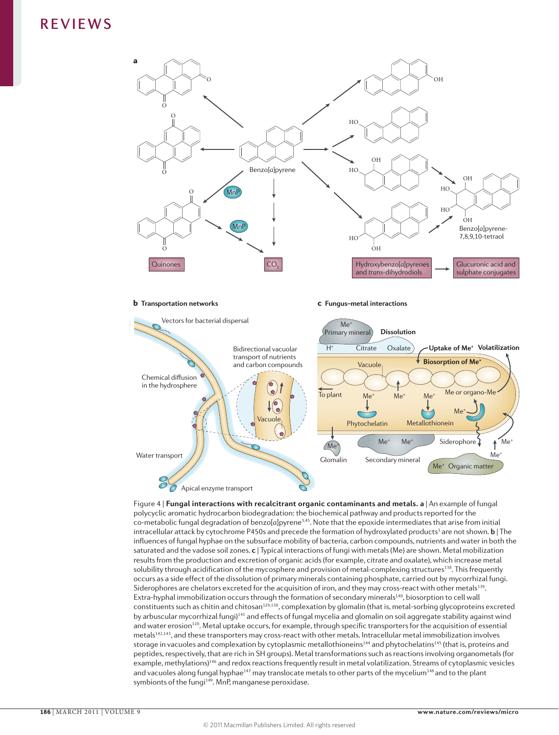Figure 4 | **Fungal interactions with recalcitrant organic contaminants and metals. a** | An example of fungal polycyclic aromatic hydrocarbon biodegradation: the biochemical pathway and products reported for the co-metabolic fungal degradation of benzo[*a*]pyrene[3,45]. Note that the epoxide intermediates that arise from initial intracellular attack by cytochrome P450s and precede the formation of hydroxylated products[3] are not shown. **b** | The influences of fungal hyphae on the subsurface mobility of bacteria, carbon compounds, nutrients and water in both the saturated and the vadose soil zones. **c** | Typical interactions of fungi with metals (Me) are shown. Metal mobilization results from the production and excretion of organic acids (for example, citrate and oxalate), which increase metal solubility through acidification of the mycosphere and provision of metal-complexing structures[138]. This frequently occurs as a side effect of the dissolution of primary minerals containing phosphate, carried out by mycorrhizal fungi. Siderophores are chelators excreted for the acquisition of iron, and they may cross-react with other metals[139]. Extra-hyphal immobilization occurs through the formation of secondary minerals[140], biosorption to cell wall constituents such as chitin and chitosan[129,130], complexation by glomalin (that is, metal-sorbing glycoproteins excreted by arbuscular mycorrhizal fungi)[141] and effects of fungal mycelia and glomalin on soil aggregate stability against wind and water erosion[120]. Metal uptake occurs, for example, through specific transporters for the acquisition of essential metals[142,143], and these transporters may cross-react with other metals. Intracellular metal immobilization involves storage in vacuoles and complexation by cytoplasmic metallothioneins[144] and phytochelatins[145] (that is, proteins and peptides, respectively, that are rich in SH groups). Metal transformations such as reactions involving organometals (for example, methylations)[146] and redox reactions frequently result in metal volatilization. Streams of cytoplasmic vesicles and vacuoles along fungal hyphae[147] may translocate metals to other parts of the mycelium[148] and to the plant symbionts of the fungi[149]. MnP, manganese peroxidase.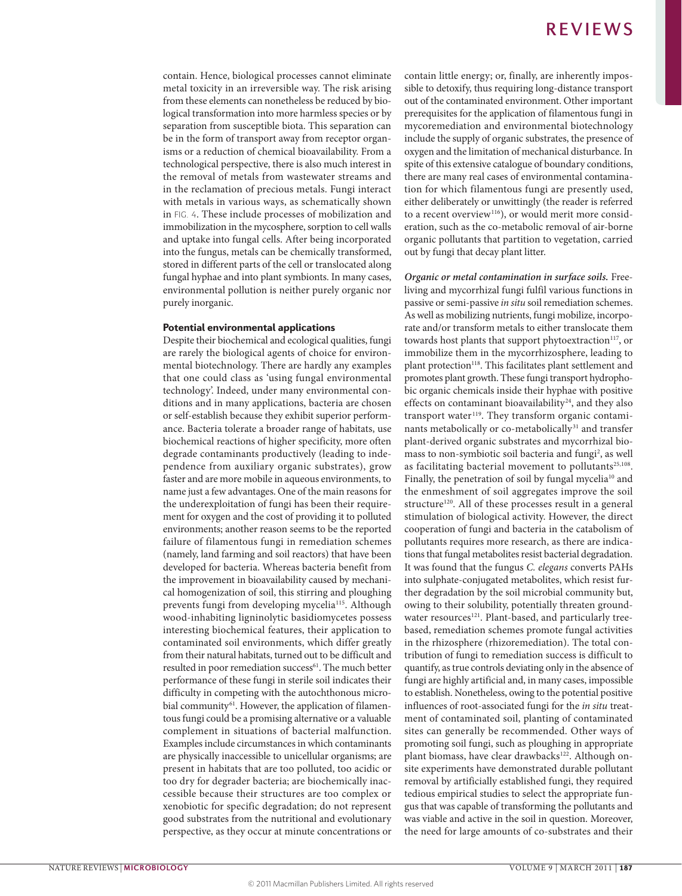contain. Hence, biological processes cannot eliminate metal toxicity in an irreversible way. The risk arising from these elements can nonetheless be reduced by biological transformation into more harmless species or by separation from susceptible biota. This separation can be in the form of transport away from receptor organisms or a reduction of chemical bioavailability. From a technological perspective, there is also much interest in the removal of metals from wastewater streams and in the reclamation of precious metals. Fungi interact with metals in various ways, as schematically shown in FIG. 4. These include processes of mobilization and immobilization in the mycosphere, sorption to cell walls and uptake into fungal cells. After being incorporated into the fungus, metals can be chemically transformed, stored in different parts of the cell or translocated along fungal hyphae and into plant symbionts. In many cases, environmental pollution is neither purely organic nor purely inorganic.

## Potential environmental applications

Despite their biochemical and ecological qualities, fungi are rarely the biological agents of choice for environmental biotechnology. There are hardly any examples that one could class as 'using fungal environmental technology'. Indeed, under many environmental conditions and in many applications, bacteria are chosen or self-establish because they exhibit superior performance. Bacteria tolerate a broader range of habitats, use biochemical reactions of higher specificity, more often degrade contaminants productively (leading to independence from auxiliary organic substrates), grow faster and are more mobile in aqueous environments, to name just a few advantages. One of the main reasons for the underexploitation of fungi has been their requirement for oxygen and the cost of providing it to polluted environments; another reason seems to be the reported failure of filamentous fungi in remediation schemes (namely, land farming and soil reactors) that have been developed for bacteria. Whereas bacteria benefit from the improvement in bioavailability caused by mechanical homogenization of soil, this stirring and ploughing prevents fungi from developing mycelia[115]. Although wood-inhabiting ligninolytic basidiomycetes possess interesting biochemical features, their application to contaminated soil environments, which differ greatly from their natural habitats, turned out to be difficult and resulted in poor remediation success[61]. The much better performance of these fungi in sterile soil indicates their difficulty in competing with the autochthonous microbial community[61]. However, the application of filamentous fungi could be a promising alternative or a valuable complement in situations of bacterial malfunction. Examples include circumstances in which contaminants are physically inaccessible to unicellular organisms; are present in habitats that are too polluted, too acidic or too dry for degrader bacteria; are biochemically inaccessible because their structures are too complex or xenobiotic for specific degradation; do not represent good substrates from the nutritional and evolutionary perspective, as they occur at minute concentrations or contain little energy; or, finally, are inherently impossible to detoxify, thus requiring long-distance transport out of the contaminated environment. Other important prerequisites for the application of filamentous fungi in mycoremediation and environmental biotechnology include the supply of organic substrates, the presence of oxygen and the limitation of mechanical disturbance. In spite of this extensive catalogue of boundary conditions, there are many real cases of environmental contamination for which filamentous fungi are presently used, either deliberately or unwittingly (the reader is referred to a recent overview[116]), or would merit more consideration, such as the co-metabolic removal of air-borne organic pollutants that partition to vegetation, carried out by fungi that decay plant litter.

***Organic or metal contamination in surface soils.*** Free-living and mycorrhizal fungi fulfil various functions in passive or semi-passive *in situ* soil remediation schemes. As well as mobilizing nutrients, fungi mobilize, incorporate and/or transform metals to either translocate them towards host plants that support phytoextraction[117], or immobilize them in the mycorrhizosphere, leading to plant protection[118]. This facilitates plant settlement and promotes plant growth. These fungi transport hydrophobic organic chemicals inside their hyphae with positive effects on contaminant bioavailability[24], and they also transport water[119]. They transform organic contaminants metabolically or co-metabolically[31] and transfer plant-derived organic substrates and mycorrhizal biomass to non-symbiotic soil bacteria and fungi[2], as well as facilitating bacterial movement to pollutants[25,108]. Finally, the penetration of soil by fungal mycelia[10] and the enmeshment of soil aggregates improve the soil structure[120]. All of these processes result in a general stimulation of biological activity. However, the direct cooperation of fungi and bacteria in the catabolism of pollutants requires more research, as there are indications that fungal metabolites resist bacterial degradation. It was found that the fungus *C. elegans* converts PAHs into sulphate-conjugated metabolites, which resist further degradation by the soil microbial community but, owing to their solubility, potentially threaten groundwater resources[121]. Plant-based, and particularly tree-based, remediation schemes promote fungal activities in the rhizosphere (rhizoremediation). The total contribution of fungi to remediation success is difficult to quantify, as true controls deviating only in the absence of fungi are highly artificial and, in many cases, impossible to establish. Nonetheless, owing to the potential positive influences of root-associated fungi for the *in situ* treatment of contaminated soil, planting of contaminated sites can generally be recommended. Other ways of promoting soil fungi, such as ploughing in appropriate plant biomass, have clear drawbacks[122]. Although on-site experiments have demonstrated durable pollutant removal by artificially established fungi, they required tedious empirical studies to select the appropriate fungus that was capable of transforming the pollutants and was viable and active in the soil in question. Moreover, the need for large amounts of co-substrates and their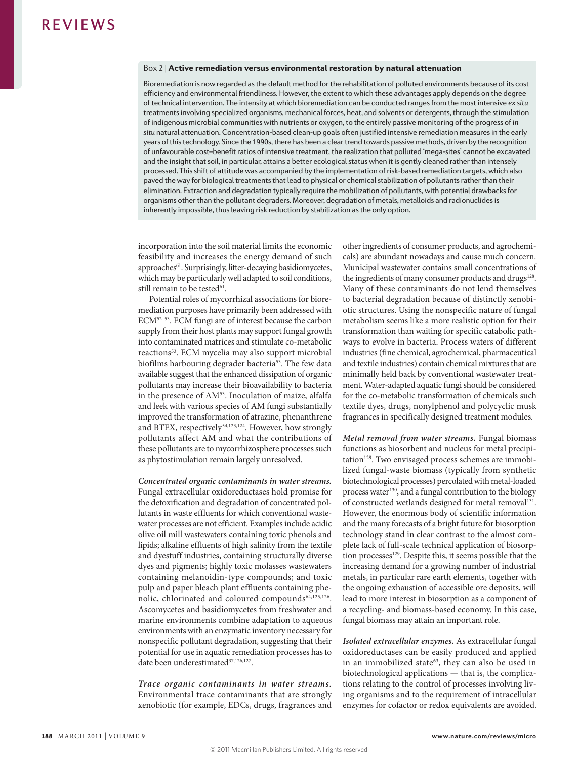## Box 2 | Active remediation versus environmental restoration by natural attenuation

Bioremediation is now regarded as the default method for the rehabilitation of polluted environments because of its cost efficiency and environmental friendliness. However, the extent to which these advantages apply depends on the degree of technical intervention. The intensity at which bioremediation can be conducted ranges from the most intensive *ex situ* treatments involving specialized organisms, mechanical forces, heat, and solvents or detergents, through the stimulation of indigenous microbial communities with nutrients or oxygen, to the entirely passive monitoring of the progress of *in situ* natural attenuation. Concentration-based clean-up goals often justified intensive remediation measures in the early years of this technology. Since the 1990s, there has been a clear trend towards passive methods, driven by the recognition of unfavourable cost–benefit ratios of intensive treatment, the realization that polluted 'mega-sites' cannot be excavated and the insight that soil, in particular, attains a better ecological status when it is gently cleaned rather than intensely processed. This shift of attitude was accompanied by the implementation of risk-based remediation targets, which also paved the way for biological treatments that lead to physical or chemical stabilization of pollutants rather than their elimination. Extraction and degradation typically require the mobilization of pollutants, with potential drawbacks for organisms other than the pollutant degraders. Moreover, degradation of metals, metalloids and radionuclides is inherently impossible, thus leaving risk reduction by stabilization as the only option.

incorporation into the soil material limits the economic feasibility and increases the energy demand of such approaches[61]. Surprisingly, litter-decaying basidiomycetes, which may be particularly well adapted to soil conditions, still remain to be tested[61].

Potential roles of mycorrhizal associations for bioremediation purposes have primarily been addressed with ECM[52–53]. ECM fungi are of interest because the carbon supply from their host plants may support fungal growth into contaminated matrices and stimulate co-metabolic reactions[53]. ECM mycelia may also support microbial biofilms harbouring degrader bacteria[53]. The few data available suggest that the enhanced dissipation of organic pollutants may increase their bioavailability to bacteria in the presence of AM[53]. Inoculation of maize, alfalfa and leek with various species of AM fungi substantially improved the transformation of atrazine, phenanthrene and BTEX, respectively[54,123,124]. However, how strongly pollutants affect AM and what the contributions of these pollutants are to mycorrhizosphere processes such as phytostimulation remain largely unresolved.

***Concentrated organic contaminants in water streams.*** Fungal extracellular oxidoreductases hold promise for the detoxification and degradation of concentrated pollutants in waste effluents for which conventional wastewater processes are not efficient. Examples include acidic olive oil mill wastewaters containing toxic phenols and lipids; alkaline effluents of high salinity from the textile and dyestuff industries, containing structurally diverse dyes and pigments; highly toxic molasses wastewaters containing melanoidin-type compounds; and toxic pulp and paper bleach plant effluents containing phenolic, chlorinated and coloured compounds[64,125,126]. Ascomycetes and basidiomycetes from freshwater and marine environments combine adaptation to aqueous environments with an enzymatic inventory necessary for nonspecific pollutant degradation, suggesting that their potential for use in aquatic remediation processes has to date been underestimated[37,126,127].

***Trace organic contaminants in water streams.*** Environmental trace contaminants that are strongly xenobiotic (for example, EDCs, drugs, fragrances and other ingredients of consumer products, and agrochemicals) are abundant nowadays and cause much concern. Municipal wastewater contains small concentrations of the ingredients of many consumer products and drugs[128]. Many of these contaminants do not lend themselves to bacterial degradation because of distinctly xenobiotic structures. Using the nonspecific nature of fungal metabolism seems like a more realistic option for their transformation than waiting for specific catabolic pathways to evolve in bacteria. Process waters of different industries (fine chemical, agrochemical, pharmaceutical and textile industries) contain chemical mixtures that are minimally held back by conventional wastewater treatment. Water-adapted aquatic fungi should be considered for the co-metabolic transformation of chemicals such textile dyes, drugs, nonylphenol and polycyclic musk fragrances in specifically designed treatment modules.

***Metal removal from water streams.*** Fungal biomass functions as biosorbent and nucleus for metal precipitation[129]. Two envisaged process schemes are immobilized fungal-waste biomass (typically from synthetic biotechnological processes) percolated with metal-loaded process water[130], and a fungal contribution to the biology of constructed wetlands designed for metal removal[131]. However, the enormous body of scientific information and the many forecasts of a bright future for biosorption technology stand in clear contrast to the almost complete lack of full-scale technical application of biosorption processes[129]. Despite this, it seems possible that the increasing demand for a growing number of industrial metals, in particular rare earth elements, together with the ongoing exhaustion of accessible ore deposits, will lead to more interest in biosorption as a component of a recycling- and biomass-based economy. In this case, fungal biomass may attain an important role.

***Isolated extracellular enzymes.*** As extracellular fungal oxidoreductases can be easily produced and applied in an immobilized state[63], they can also be used in biotechnological applications — that is, the complications relating to the control of processes involving living organisms and to the requirement of intracellular enzymes for cofactor or redox equivalents are avoided.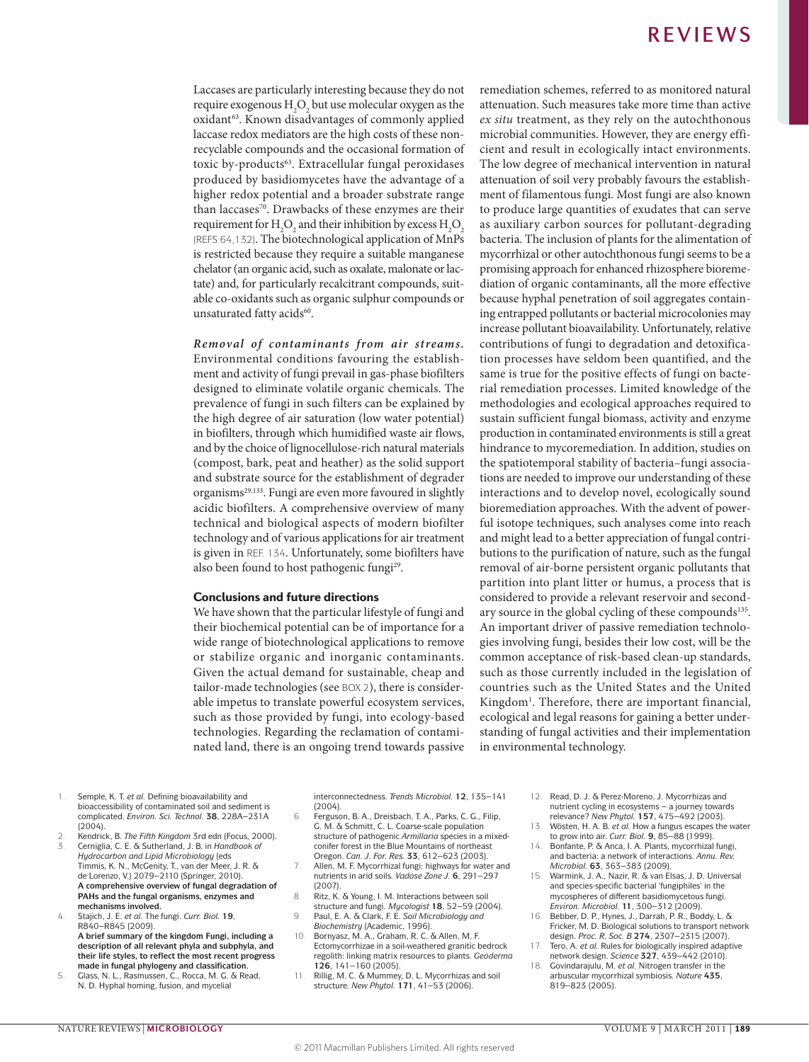Laccases are particularly interesting because they do not require exogenous $H_2O_2$ but use molecular oxygen as the oxidant[63]. Known disadvantages of commonly applied laccase redox mediators are the high costs of these non-recyclable compounds and the occasional formation of toxic by-products[63]. Extracellular fungal peroxidases produced by basidiomycetes have the advantage of a higher redox potential and a broader substrate range than laccases[70]. Drawbacks of these enzymes are their requirement for $H_2O_2$ and their inhibition by excess $H_2O_2$ (REFS 64,132). The biotechnological application of MnPs is restricted because they require a suitable manganese chelator (an organic acid, such as oxalate, malonate or lactate) and, for particularly recalcitrant compounds, suitable co-oxidants such as organic sulphur compounds or unsaturated fatty acids[60].

***Removal of contaminants from air streams.*** Environmental conditions favouring the establishment and activity of fungi prevail in gas-phase biofilters designed to eliminate volatile organic chemicals. The prevalence of fungi in such filters can be explained by the high degree of air saturation (low water potential) in biofilters, through which humidified waste air flows, and by the choice of lignocellulose-rich natural materials (compost, bark, peat and heather) as the solid support and substrate source for the establishment of degrader organisms[29,133]. Fungi are even more favoured in slightly acidic biofilters. A comprehensive overview of many technical and biological aspects of modern biofilter technology and of various applications for air treatment is given in REF. 134. Unfortunately, some biofilters have also been found to host pathogenic fungi[29].

## Conclusions and future directions

We have shown that the particular lifestyle of fungi and their biochemical potential can be of importance for a wide range of biotechnological applications to remove or stabilize organic and inorganic contaminants. Given the actual demand for sustainable, cheap and tailor-made technologies (see BOX 2), there is considerable impetus to translate powerful ecosystem services, such as those provided by fungi, into ecology-based technologies. Regarding the reclamation of contaminated land, there is an ongoing trend towards passive remediation schemes, referred to as monitored natural attenuation. Such measures take more time than active *ex situ* treatment, as they rely on the autochthonous microbial communities. However, they are energy efficient and result in ecologically intact environments. The low degree of mechanical intervention in natural attenuation of soil very probably favours the establishment of filamentous fungi. Most fungi are also known to produce large quantities of exudates that can serve as auxiliary carbon sources for pollutant-degrading bacteria. The inclusion of plants for the alimentation of mycorrhizal or other autochthonous fungi seems to be a promising approach for enhanced rhizosphere bioremediation of organic contaminants, all the more effective because hyphal penetration of soil aggregates containing entrapped pollutants or bacterial microcolonies may increase pollutant bioavailability. Unfortunately, relative contributions of fungi to degradation and detoxification processes have seldom been quantified, and the same is true for the positive effects of fungi on bacterial remediation processes. Limited knowledge of the methodologies and ecological approaches required to sustain sufficient fungal biomass, activity and enzyme production in contaminated environments is still a great hindrance to mycoremediation. In addition, studies on the spatiotemporal stability of bacteria–fungi associations are needed to improve our understanding of these interactions and to develop novel, ecologically sound bioremediation approaches. With the advent of powerful isotope techniques, such analyses come into reach and might lead to a better appreciation of fungal contributions to the purification of nature, such as the fungal removal of air-borne persistent organic pollutants that partition into plant litter or humus, a process that is considered to provide a relevant reservoir and secondary source in the global cycling of these compounds[135]. An important driver of passive remediation technologies involving fungi, besides their low cost, will be the common acceptance of risk-based clean-up standards, such as those currently included in the legislation of countries such as the United States and the United Kingdom[1]. Therefore, there are important financial, ecological and legal reasons for gaining a better understanding of fungal activities and their implementation in environmental technology.

1. Semple, K. T. *et al.* Defining bioavailability and bioaccessibility of contaminated soil and sediment is complicated. *Environ. Sci. Technol.* **38**, 228A–231A (2004).
2. Kendrick, B. *The Fifth Kingdom* 3rd edn (Focus, 2000).
3. Cerniglia, C. E. & Sutherland, J. B. in *Handbook of Hydrocarbon and Lipid Microbiology* (eds Timmis, K. N., McGenity, T., van der Meer, J. R. & de Lorenzo, V.) 2079–2110 (Springer, 2010).
**A comprehensive overview of fungal degradation of PAHs and the fungal organisms, enzymes and mechanisms involved.**
4. Stajich, J. E. *et al.* The fungi. *Curr. Biol.* **19**, R840–R845 (2009).
**A brief summary of the kingdom Fungi, including a description of all relevant phyla and subphyla, and their life styles, to reflect the most recent progress made in fungal phylogeny and classification.**
5. Glass, N. L., Rasmussen, C., Rocca, M. G. & Read, N. D. Hyphal homing, fusion, and mycelial interconnectedness. *Trends Microbiol.* **12**, 135–141 (2004).
6. Ferguson, B. A., Dreisbach, T. A., Parks, C. G., Filip, G. M. & Schmitt, C. L. Coarse-scale population structure of pathogenic *Armillaria* species in a mixed-conifer forest in the Blue Mountains of northeast Oregon. *Can. J. For. Res.* **33**, 612–623 (2003).
7. Allen, M. F. Mycorrhizal fungi: highways for water and nutrients in arid soils. *Vadose Zone J.* **6**, 291–297 (2007).
8. Ritz, K. & Young, I. M. Interactions between soil structure and fungi. *Mycologist* **18**, 52–59 (2004).
9. Paul, E. A. & Clark, F. E. *Soil Microbiology and Biochemistry* (Academic, 1996).
10. Bornyasz, M. A., Graham, R. C. & Allen, M. F. Ectomycorrhizae in a soil-weathered granitic bedrock regolith: linking matrix resources to plants. *Geoderma* **126**, 141–160 (2005).
11. Rillig, M. C. & Mummey, D. L. Mycorrhizas and soil structure. *New Phytol.* **171**, 41–53 (2006).
12. Read, D. J. & Perez-Moreno, J. Mycorrhizas and nutrient cycling in ecosystems – a journey towards relevance? *New Phytol.* **157**, 475–492 (2003).
13. Wösten, H. A. B. *et al.* How a fungus escapes the water to grow into air. *Curr. Biol.* **9**, 85–88 (1999).
14. Bonfante, P. & Anca, I. A. Plants, mycorrhizal fungi, and bacteria: a network of interactions. *Annu. Rev. Microbiol.* **63**, 363–383 (2009).
15. Warmink, J. A., Nazir, R. & van Elsas, J. D. Universal and species-specific bacterial 'fungiphiles' in the mycospheres of different basidiomycetous fungi. *Environ. Microbiol.* **11**, 300–312 (2009).
16. Bebber, D. P., Hynes, J., Darrah, P. R., Boddy, L. & Fricker, M. D. Biological solutions to transport network design. *Proc. R. Soc. B* **274**, 2307–2315 (2007).
17. Tero, A. *et al.* Rules for biologically inspired adaptive network design. *Science* **327**, 439–442 (2010).
18. Govindarajulu, M. *et al.* Nitrogen transfer in the arbuscular mycorrhizal symbiosis. *Nature* **435**, 819–823 (2005).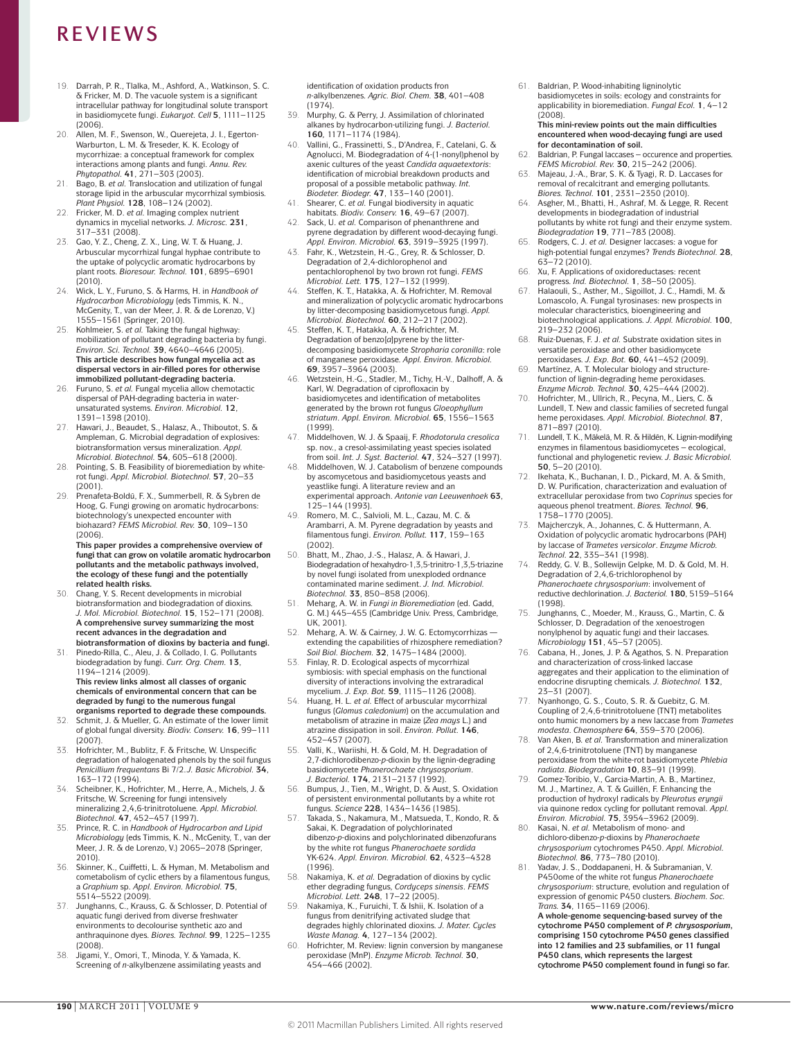19. Darrah, P. R., Tlalka, M., Ashford, A., Watkinson, S. C. & Fricker, M. D. The vacuole system is a significant intracellular pathway for longitudinal solute transport in basidiomycete fungi. *Eukaryot. Cell* **5**, 1111–1125 (2006).
20. Allen, M. F., Swenson, W., Querejeta, J. I., Egerton-Warburton, L. M. & Treseder, K. K. Ecology of mycorrhizae: a conceptual framework for complex interactions among plants and fungi. *Annu. Rev. Phytopathol.* **41**, 271–303 (2003).
21. Bago, B. *et al.* Translocation and utilization of fungal storage lipid in the arbuscular mycorrhizal symbiosis. *Plant Physiol.* **128**, 108–124 (2002).
22. Fricker, M. D. *et al.* Imaging complex nutrient dynamics in mycelial networks. *J. Microsc.* **231**, 317–331 (2008).
23. Gao, Y. Z., Cheng, Z. X., Ling, W. T. & Huang, J. Arbuscular mycorrhizal fungal hyphae contribute to the uptake of polycyclic aromatic hydrocarbons by plant roots. *Bioresour. Technol.* **101**, 6895–6901 (2010).
24. Wick, L. Y., Furuno, S. & Harms, H. in *Handbook of Hydrocarbon Microbiology* (eds Timmis, K. N., McGenity, T., van der Meer, J. R. & de Lorenzo, V.) 1555–1561 (Springer, 2010).
25. Kohlmeier, S. *et al.* Taking the fungal highway: mobilization of pollutant degrading bacteria by fungi. *Environ. Sci. Technol.* **39**, 4640–4646 (2005).
**This article describes how fungal mycelia act as dispersal vectors in air-filled pores for otherwise immobilized pollutant-degrading bacteria.**
26. Furuno, S. *et al.* Fungal mycelia allow chemotactic dispersal of PAH-degrading bacteria in water-unsaturated systems. *Environ. Microbiol.* **12**, 1391–1398 (2010).
27. Hawari, J., Beaudet, S., Halasz, A., Thiboutot, S. & Ampleman, G. Microbial degradation of explosives: biotransformation versus mineralization. *Appl. Microbiol. Biotechnol.* **54**, 605–618 (2000).
28. Pointing, S. B. Feasibility of bioremediation by white-rot fungi. *Appl. Microbiol. Biotechnol.* **57**, 20–33 (2001).
29. Prenafeta-Boldú, F. X., Summerbell, R. & Sybren de Hoog, G. Fungi growing on aromatic hydrocarbons: biotechnology's unexpected encounter with biohazard? *FEMS Microbiol. Rev.* **30**, 109–130 (2006).
**This paper provides a comprehensive overview of fungi that can grow on volatile aromatic hydrocarbon pollutants and the metabolic pathways involved, the ecology of these fungi and the potentially related health risks.**
30. Chang, Y. S. Recent developments in microbial biotransformation and biodegradation of dioxins. *J. Mol. Microbiol. Biotechnol.* **15**, 152–171 (2008).
**A comprehensive survey summarizing the most recent advances in the degradation and biotransformation of dioxins by bacteria and fungi.**
31. Pinedo-Rilla, C., Aleu, J. & Collado, I. G. Pollutants biodegradation by fungi. *Curr. Org. Chem.* **13**, 1194–1214 (2009).
**This review links almost all classes of organic chemicals of environmental concern that can be degraded by fungi to the numerous fungal organisms reported to degrade these compounds.**
32. Schmit, J. & Mueller, G. An estimate of the lower limit of global fungal diversity. *Biodiv. Conserv.* **16**, 99–111 (2007).
33. Hofrichter, M., Bublitz, F. & Fritsche, W. Unspecific degradation of halogenated phenols by the soil fungus *Penicillium frequentans* Bi 7/2. *J. Basic Microbiol.* **34**, 163–172 (1994).
34. Scheibner, K., Hofrichter, M., Herre, A., Michels, J. & Fritsche, W. Screening for fungi intensively mineralizing 2,4,6-trinitrotoluene. *Appl. Microbiol. Biotechnol.* **47**, 452–457 (1997).
35. Prince, R. C. in *Handbook of Hydrocarbon and Lipid Microbiology* (eds Timmis, K. N., McGenity, T., van der Meer, J. R. & de Lorenzo, V.) 2065–2078 (Springer, 2010).
36. Skinner, K., Cuiffetti, L. & Hyman, M. Metabolism and cometabolism of cyclic ethers by a filamentous fungus, a *Graphium* sp. *Appl. Environ. Microbiol.* **75**, 5514–5522 (2009).
37. Junghanns, C., Krauss, G. & Schlosser, D. Potential of aquatic fungi derived from diverse freshwater environments to decolourise synthetic azo and anthraquinone dyes. *Biores. Technol.* **99**, 1225–1235 (2008).
38. Jigami, Y., Omori, T., Minoda, Y. & Yamada, K. Screening of *n*-alkylbenzene assimilating yeasts and identification of oxidation products fron *n*-alkylbenzenes. *Agric. Biol. Chem.* **38**, 401–408 (1974).
39. Murphy, G. & Perry, J. Assimilation of chlorinated alkanes by hydrocarbon-utilizing fungi. *J. Bacteriol.* **160**, 1171–1174 (1984).
40. Vallini, G., Frassinetti, S., D'Andrea, F., Catelani, G. & Agnolucci, M. Biodegradation of 4-(1-nonyl)phenol by axenic cultures of the yeast *Candida aquaetextoris*: identification of microbial breakdown products and proposal of a possible metabolic pathway. *Int. Biodeter. Biodegr.* **47**, 133–140 (2001).
41. Shearer, C. *et al.* Fungal biodiversity in aquatic habitats. *Biodiv. Conserv.* **16**, 49–67 (2007).
42. Sack, U. *et al.* Comparison of phenanthrene and pyrene degradation by different wood-decaying fungi. *Appl. Environ. Microbiol.* **63**, 3919–3925 (1997).
43. Fahr, K., Wetzstein, H.-G., Grey, R. & Schlosser, D. Degradation of 2,4-dichlorophenol and pentachlorophenol by two brown rot fungi. *FEMS Microbiol. Lett.* **175**, 127–132 (1999).
44. Steffen, K. T., Hatakka, A. & Hofrichter, M. Removal and mineralization of polycyclic aromatic hydrocarbons by litter-decomposing basidiomycetous fungi. *Appl. Microbiol. Biotechnol.* **60**, 212–217 (2002).
45. Steffen, K. T., Hatakka, A. & Hofrichter, M. Degradation of benzo[*a*]pyrene by the litter-decomposing basidiomycete *Stropharia coronilla*: role of manganese peroxidase. *Appl. Environ. Microbiol.* **69**, 3957–3964 (2003).
46. Wetzstein, H.-G., Stadler, M., Tichy, H.-V., Dalhoff, A. & Karl, W. Degradation of ciprofloxacin by basidiomycetes and identification of metabolites generated by the brown rot fungus *Gloeophyllum striatum*. *Appl. Environ. Microbiol.* **65**, 1556–1563 (1999).
47. Middelhoven, W. J. & Spaaij, F. *Rhodotorula cresolica* sp. nov., a cresol-assimilating yeast species isolated from soil. *Int. J. Syst. Bacteriol.* **47**, 324–327 (1997).
48. Middelhoven, W. J. Catabolism of benzene compounds by ascomycetous and basidiomycetous yeasts and yeastlike fungi. A literature review and an experimental approach. *Antonie van Leeuwenhoek* **63**, 125–144 (1993).
49. Romero, M. C., Salvioli, M. L., Cazau, M. C. & Arambarri, A. M. Pyrene degradation by yeasts and filamentous fungi. *Environ. Pollut.* **117**, 159–163 (2002).
50. Bhatt, M., Zhao, J.-S., Halasz, A. & Hawari, J. Biodegradation of hexahydro-1,3,5-trinitro-1,3,5-triazine by novel fungi isolated from unexploded ordnance contaminated marine sediment. *J. Ind. Microbiol. Biotechnol.* **33**, 850–858 (2006).
51. Meharg, A. W. in *Fungi in Bioremediation* (ed. Gadd, G. M.) 445–455 (Cambridge Univ. Press, Cambridge, UK, 2001).
52. Meharg, A. W. & Cairney, J. W. G. Ectomycorrhizas — extending the capabilities of rhizosphere remediation? *Soil Biol. Biochem.* **32**, 1475–1484 (2000).
53. Finlay, R. D. Ecological aspects of mycorrhizal symbiosis: with special emphasis on the functional diversity of interactions involving the extraradical mycelium. *J. Exp. Bot.* **59**, 1115–1126 (2008).
54. Huang, H. L. *et al.* Effect of arbuscular mycorrhizal fungus (*Glomus caledonium*) on the accumulation and metabolism of atrazine in maize (*Zea mays* L.) and atrazine dissipation in soil. *Environ. Pollut.* **146**, 452–457 (2007).
55. Valli, K., Wariishi, H. & Gold, M. H. Degradation of 2,7-dichlorodibenzo-*p*-dioxin by the lignin-degrading basidiomycete *Phanerochaete chrysosporium*. *J. Bacteriol.* **174**, 2131–2137 (1992).
56. Bumpus, J., Tien, M., Wright, D. & Aust, S. Oxidation of persistent environmental pollutants by a white rot fungus. *Science* **228**, 1434–1436 (1985).
57. Takada, S., Nakamura, M., Matsueda, T., Kondo, R. & Sakai, K. Degradation of polychlorinated dibenzo-*p*-dioxins and polychlorinated dibenzofurans by the white rot fungus *Phanerochaete sordida* YK-624. *Appl. Environ. Microbiol.* **62**, 4323–4328 (1996).
58. Nakamiya, K. *et al.* Degradation of dioxins by cyclic ether degrading fungus, *Cordyceps sinensis*. *FEMS Microbiol. Lett.* **248**, 17–22 (2005).
59. Nakamiya, K., Furuichi, T. & Ishii, K. Isolation of a fungus from denitrifying activated sludge that degrades highly chlorinated dioxins. *J. Mater. Cycles Waste Manag.* **4**, 127–134 (2002).
60. Hofrichter M, Review: lignin conversion by manganese peroxidase (MnP). *Enzyme Microb. Technol.* **30**, 454–466 (2002).
61. Baldrian, P. Wood-inhabiting ligninolytic basidiomycetes in soils: ecology and constraints for applicability in bioremediation. *Fungal Ecol.* **1**, 4–12 (2008).
**This mini-review points out the main difficulties encountered when wood-decaying fungi are used for decontamination of soil.**
62. Baldrian, P. Fungal laccases — occurence and properties. *FEMS Microbiol. Rev.* **30**, 215–242 (2006).
63. Majeau, J.-A., Brar, S. K. & Tyagi, R. D. Laccases for removal of recalcitrant and emerging pollutants. *Biores. Technol.* **101**, 2331–2350 (2010).
64. Asgher, M., Bhatti, H., Ashraf, M. & Legge, R. Recent developments in biodegradation of industrial pollutants by white rot fungi and their enzyme system. *Biodegradation* **19**, 771–783 (2008).
65. Rodgers, C. J. *et al.* Designer laccases: a vogue for high-potential fungal enzymes? *Trends Biotechnol.* **28**, 63–72 (2010).
66. Xu, F. Applications of oxidoreductases: recent progress. *Ind. Biotechnol.* **1**, 38–50 (2005).
67. Halaouli, S., Asther, M., Sigoillot, J. C., Hamdi, M. & Lomascolo, A. Fungal tyrosinases: new prospects in molecular characteristics, bioengineering and biotechnological applications. *J. Appl. Microbiol.* **100**, 219–232 (2006).
68. Ruiz-Duenas, F. J. *et al.* Substrate oxidation sites in versatile peroxidase and other basidiomycete peroxidases. *J. Exp. Bot.* **60**, 441–452 (2009).
69. Martinez, A. T. Molecular biology and structure-function of lignin-degrading heme peroxidases. *Enzyme Microb. Technol.* **30**, 425–444 (2002).
70. Hofrichter, M., Ullrich, R., Pecyna, M., Liers, C. & Lundell, T. New and classic families of secreted fungal heme peroxidases. *Appl. Microbiol. Biotechnol.* **87**, 871–897 (2010).
71. Lundell, T. K., Mäkelä, M. R. & Hildén, K. Lignin-modifying enzymes in filamentous basidiomycetes — ecological, functional and phylogenetic review. *J. Basic Microbiol.* **50**, 5–20 (2010).
72. Ikehata, K., Buchanan, I. D., Pickard, M. A. & Smith, D. W. Purification, characterization and evaluation of extracellular peroxidase from two *Coprinus* species for aqueous phenol treatment. *Biores. Technol.* **96**, 1758–1770 (2005).
73. Majcherczyk, A., Johannes, C. & Huttermann, A. Oxidation of polycyclic aromatic hydrocarbons (PAH) by laccase of *Trametes versicolor*. *Enzyme Microb. Technol.* **22**, 335–341 (1998).
74. Reddy, G. V. B., Sollewijn Gelpke, M. D. & Gold, M. H. Degradation of 2,4,6-trichlorophenol by *Phanerochaete chrysosporium*: involvement of reductive dechlorination. *J. Bacteriol.* **180**, 5159–5164 (1998).
75. Junghanns, C., Moeder, M., Krauss, G., Martin, C. & Schlosser, D. Degradation of the xenoestrogen nonylphenol by aquatic fungi and their laccases. *Microbiology* **151**, 45–57 (2005).
76. Cabana, H., Jones, J. P. & Agathos, S. N. Preparation and characterization of cross-linked laccase aggregates and their application to the elimination of endocrine disrupting chemicals. *J. Biotechnol.* **132**, 23–31 (2007).
77. Nyanhongo, G. S., Couto, S. R. & Guebitz, G. M. Coupling of 2,4,6-trinitrotoluene (TNT) metabolites onto humic monomers by a new laccase from *Trametes modesta*. *Chemosphere* **64**, 359–370 (2006).
78. Van Aken, B. *et al.* Transformation and mineralization of 2,4,6-trinitrotoluene (TNT) by manganese peroxidase from the white-rot basidiomycete *Phlebia radiata*. *Biodegradation* **10**, 83–91 (1999).
79. Gomez-Toribio, V., Garcia-Martin, A. B., Martinez, M. J., Martinez, A. T. & Guillén, F. Enhancing the production of hydroxyl radicals by *Pleurotus eryngii* via quinone redox cycling for pollutant removal. *Appl. Environ. Microbiol.* **75**, 3954–3962 (2009).
80. Kasai, N. *et al.* Metabolism of mono- and dichloro-dibenzo-*p*-dioxins by *Phanerochaete chrysosporium* cytochromes P450. *Appl. Microbiol. Biotechnol.* **86**, 773–780 (2010).
81. Yadav, J. S., Doddapaneni, H. & Subramanian, V. P450ome of the white rot fungus *Phanerochaete chrysosporium*: structure, evolution and regulation of expression of genomic P450 clusters. *Biochem. Soc. Trans.* **34**, 1165–1169 (2006).
**A whole-genome sequencing-based survey of the cytochrome P450 complement of *P. chrysosporium*, comprising 150 cytochrome P450 genes classified into 12 families and 23 subfamilies, or 11 fungal P450 clans, which represents the largest cytochrome P450 complement found in fungi so far.**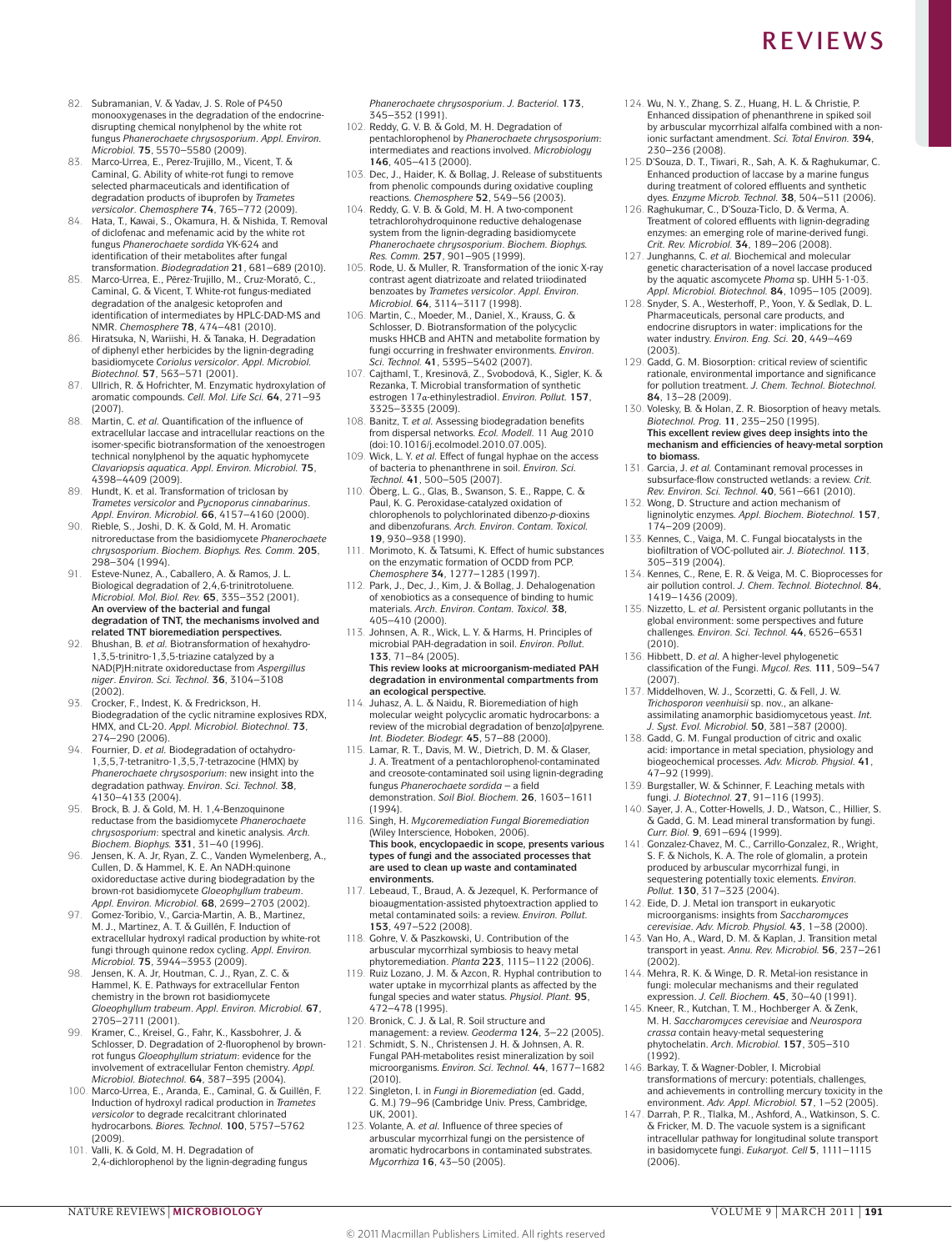82. Subramanian, V. & Yadav, J. S. Role of P450 monooxygenases in the degradation of the endocrine-disrupting chemical nonylphenol by the white rot fungus *Phanerochaete chrysosporium*. *Appl. Environ. Microbiol.* **75**, 5570–5580 (2009).
83. Marco-Urrea, E., Perez-Trujillo, M., Vicent, T. & Caminal, G. Ability of white-rot fungi to remove selected pharmaceuticals and identification of degradation products of ibuprofen by *Trametes versicolor*. *Chemosphere* **74**, 765–772 (2009).
84. Hata, T., Kawai, S., Okamura, H. & Nishida, T. Removal of diclofenac and mefenamic acid by the white rot fungus *Phanerochaete sordida* YK-624 and identification of their metabolites after fungal transformation. *Biodegradation* **21**, 681–689 (2010).
85. Marco-Urrea, E., Pérez-Trujillo, M., Cruz-Morató, C., Caminal, G. & Vicent, T. White-rot fungus-mediated degradation of the analgesic ketoprofen and identification of intermediates by HPLC-DAD-MS and NMR. *Chemosphere* **78**, 474–481 (2010).
86. Hiratsuka, N, Wariishi, H. & Tanaka, H. Degradation of diphenyl ether herbicides by the lignin-degrading basidiomycete *Coriolus versicolor*. *Appl. Microbiol. Biotechnol.* **57**, 563–571 (2001).
87. Ullrich, R. & Hofrichter, M. Enzymatic hydroxylation of aromatic compounds. *Cell. Mol. Life Sci.* **64**, 271–93 (2007).
88. Martin, C. *et al.* Quantification of the influence of extracellular laccase and intracellular reactions on the isomer-specific biotransformation of the xenoestrogen technical nonylphenol by the aquatic hyphomycete *Clavariopsis aquatica*. *Appl. Environ. Microbiol.* **75**, 4398–4409 (2009).
89. Hundt, K. et al. Transformation of triclosan by *Trametes versicolor* and *Pycnoporus cinnabarinus*. *Appl. Environ. Microbiol.* **66**, 4157–4160 (2000).
90. Rieble, S., Joshi, D. K. & Gold, M. H. Aromatic nitroreductase from the basidiomycete *Phanerochaete chrysosporium*. *Biochem. Biophys. Res. Comm.* **205**, 298–304 (1994).
91. Esteve-Nunez, A., Caballero, A. & Ramos, J. L. Biological degradation of 2,4,6-trinitrotoluene. *Microbiol. Mol. Biol. Rev.* **65**, 335–352 (2001). **An overview of the bacterial and fungal degradation of TNT, the mechanisms involved and related TNT bioremediation perspectives.**
92. Bhushan, B. *et al.* Biotransformation of hexahydro-1,3,5-trinitro-1,3,5-triazine catalyzed by a NAD(P)H:nitrate oxidoreductase from *Aspergillus niger*. *Environ. Sci. Technol.* **36**, 3104–3108 (2002).
93. Crocker, F., Indest, K. & Fredrickson, H. Biodegradation of the cyclic nitramine explosives RDX, HMX, and CL-20. *Appl. Microbiol. Biotechnol.* **73**, 274–290 (2006).
94. Fournier, D. *et al.* Biodegradation of octahydro-1,3,5,7-tetranitro-1,3,5,7-tetrazocine (HMX) by *Phanerochaete chrysosporium*: new insight into the degradation pathway. *Environ. Sci. Technol.* **38**, 4130–4133 (2004).
95. Brock, B. J. & Gold, M. H. 1,4-Benzoquinone reductase from the basidiomycete *Phanerochaete chrysosporium*: spectral and kinetic analysis. *Arch. Biochem. Biophys.* **331**, 31–40 (1996).
96. Jensen, K. A. Jr, Ryan, Z. C., Vanden Wymelenberg, A., Cullen, D. & Hammel, K. E. An NADH:quinone oxidoreductase active during biodegradation by the brown-rot basidiomycete *Gloeophyllum trabeum*. *Appl. Environ. Microbiol.* **68**, 2699–2703 (2002).
97. Gomez-Toribio, V., Garcia-Martin, A. B., Martinez, M. J., Martinez, A. T. & Guillén, F. Induction of extracellular hydroxyl radical production by white-rot fungi through quinone redox cycling. *Appl. Environ. Microbiol.* **75**, 3944–3953 (2009).
98. Jensen, K. A. Jr, Houtman, C. J., Ryan, Z. C. & Hammel, K. E. Pathways for extracellular Fenton chemistry in the brown rot basidiomycete *Gloeophyllum trabeum*. *Appl. Environ. Microbiol.* **67**, 2705–2711 (2001).
99. Kramer, C., Kreisel, G., Fahr, K., Kassbohrer, J. & Schlosser, D. Degradation of 2-fluorophenol by brown-rot fungus *Gloeophyllum striatum*: evidence for the involvement of extracellular Fenton chemistry. *Appl. Microbiol. Biotechnol.* **64**, 387–395 (2004).
100. Marco-Urrea, E., Aranda, E., Caminal, G. & Guillén, F. Induction of hydroxyl radical production in *Trametes versicolor* to degrade recalcitrant chlorinated hydrocarbons. *Biores. Technol.* **100**, 5757–5762 (2009).
101. Valli, K. & Gold, M. H. Degradation of 2,4-dichlorophenol by the lignin-degrading fungus *Phanerochaete chrysosporium*. *J. Bacteriol.* **173**, 345–352 (1991).
102. Reddy, G. V. B. & Gold, M. H. Degradation of pentachlorophenol by *Phanerochaete chrysosporium*: intermediates and reactions involved. *Microbiology* **146**, 405–413 (2000).
103. Dec, J., Haider, K. & Bollag, J. Release of substituents from phenolic compounds during oxidative coupling reactions. *Chemosphere* **52**, 549–56 (2003).
104. Reddy, G. V. B. & Gold, M. H. A two-component tetrachlorohydroquinone reductive dehalogenase system from the lignin-degrading basidiomycete *Phanerochaete chrysosporium*. *Biochem. Biophys. Res. Comm.* **257**, 901–905 (1999).
105. Rode, U. & Muller, R. Transformation of the ionic X-ray contrast agent diatrizoate and related triiodinated benzoates by *Trametes versicolor*. *Appl. Environ. Microbiol.* **64**, 3114–3117 (1998).
106. Martin, C., Moeder, M., Daniel, X., Krauss, G. & Schlosser, D. Biotransformation of the polycyclic musks HHCB and AHTN and metabolite formation by fungi occurring in freshwater environments. *Environ. Sci. Technol.* **41**, 5395–5402 (2007).
107. Cajthaml, T., Kresinová, Z., Svobodová, K., Sigler, K. & Rezanka, T. Microbial transformation of synthetic estrogen 17α-ethinylestradiol. *Environ. Pollut.* **157**, 3325–3335 (2009).
108. Banitz, T. *et al.* Assessing biodegradation benefits from dispersal networks. *Ecol. Modell.* 11 Aug 2010 (doi:10.1016/j.ecolmodel.2010.07.005).
109. Wick, L. Y. *et al.* Effect of fungal hyphae on the access of bacteria to phenanthrene in soil. *Environ. Sci. Technol.* **41**, 500–505 (2007).
110. Öberg, L. G., Glas, B., Swanson, S. E., Rappe, C. & Paul, K. G. Peroxidase-catalyzed oxidation of chlorophenols to polychlorinated dibenzo-*p*-dioxins and dibenzofurans. *Arch. Environ. Contam. Toxicol.* **19**, 930–938 (1990).
111. Morimoto, K. & Tatsumi, K. Effect of humic substances on the enzymatic formation of OCDD from PCP. *Chemosphere* **34**, 1277–1283 (1997).
112. Park, J., Dec, J., Kim, J. & Bollag, J. Dehalogenation of xenobiotics as a consequence of binding to humic materials. *Arch. Environ. Contam. Toxicol.* **38**, 405–410 (2000).
113. Johnsen, A. R., Wick, L. Y. & Harms, H. Principles of microbial PAH-degradation in soil. *Environ. Pollut.* **133**, 71–84 (2005). **This review looks at microorganism-mediated PAH degradation in environmental compartments from an ecological perspective.**
114. Juhasz, A. L. & Naidu, R. Bioremediation of high molecular weight polycyclic aromatic hydrocarbons: a review of the microbial degradation of benzo[*a*]pyrene. *Int. Biodeter. Biodegr.* **45**, 57–88 (2000).
115. Lamar, R. T., Davis, M. W., Dietrich, D. M. & Glaser, J. A. Treatment of a pentachlorophenol-contaminated and creosote-contaminated soil using lignin-degrading fungus *Phanerochaete sordida* — a field demonstration. *Soil Biol. Biochem.* **26**, 1603–1611 (1994).
116. Singh, H. *Mycoremediation Fungal Bioremediation* (Wiley Interscience, Hoboken, 2006). **This book, encyclopaedic in scope, presents various types of fungi and the associated processes that are used to clean up waste and contaminated environments.**
117. Lebeaud, T., Braud, A. & Jezequel, K. Performance of bioaugmentation-assisted phytoextraction applied to metal contaminated soils: a review. *Environ. Pollut.* **153**, 497–522 (2008).
118. Gohre, V. & Paszkowski, U. Contribution of the arbuscular mycorrhizal symbiosis to heavy metal phytoremediation. *Planta* **223**, 1115–1122 (2006).
119. Ruiz Lozano, J. M. & Azcon, R. Hyphal contribution to water uptake in mycorrhizal plants as affected by the fungal species and water status. *Physiol. Plant.* **95**, 472–478 (1995).
120. Bronick, C. J. & Lal, R. Soil structure and management: a review. *Geoderma* **124**, 3–22 (2005).
121. Schmidt, S. N., Christensen J. H. & Johnsen, A. R. Fungal PAH-metabolites resist mineralization by soil microorganisms. *Environ. Sci. Technol.* **44**, 1677–1682 (2010).
122. Singleton, I. in *Fungi in Bioremediation* (ed. Gadd, G. M.) 79–96 (Cambridge Univ. Press, Cambridge, UK, 2001).
123. Volante, A. *et al.* Influence of three species of arbuscular mycorrhizal fungi on the persistence of aromatic hydrocarbons in contaminated substrates. *Mycorrhiza* **16**, 43–50 (2005).
124. Wu, N. Y., Zhang, S. Z., Huang, H. L. & Christie, P. Enhanced dissipation of phenanthrene in spiked soil by arbuscular mycorrhizal alfalfa combined with a non-ionic surfactant amendment. *Sci. Total Environ.* **394**, 230–236 (2008).
125. D'Souza, D. T., Tiwari, R., Sah, A. K. & Raghukumar, C. Enhanced production of laccase by a marine fungus during treatment of colored effluents and synthetic dyes. *Enzyme Microb. Technol.* **38**, 504–511 (2006).
126. Raghukumar, C., D'Souza-Ticlo, D. & Verma, A. Treatment of colored effluents with lignin-degrading enzymes: an emerging role of marine-derived fungi. *Crit. Rev. Microbiol.* **34**, 189–206 (2008).
127. Junghanns, C. *et al.* Biochemical and molecular genetic characterisation of a novel laccase produced by the aquatic ascomycete *Phoma* sp. UHH 5-1-03. *Appl. Microbiol. Biotechnol.* **84**, 1095–105 (2009).
128. Snyder, S. A., Westerhoff, P., Yoon, Y. & Sedlak, D. L. Pharmaceuticals, personal care products, and endocrine disruptors in water: implications for the water industry. *Environ. Eng. Sci.* **20**, 449–469 (2003).
129. Gadd, G. M. Biosorption: critical review of scientific rationale, environmental importance and significance for pollution treatment. *J. Chem. Technol. Biotechnol.* **84**, 13–28 (2009).
130. Volesky, B. & Holan, Z. R. Biosorption of heavy metals. *Biotechnol. Prog.* **11**, 235–250 (1995). **This excellent review gives deep insights into the mechanism and efficiencies of heavy-metal sorption to biomass.**
131. Garcia, J. *et al.* Contaminant removal processes in subsurface-flow constructed wetlands: a review. *Crit. Rev. Environ. Sci. Technol.* **40**, 561–661 (2010).
132. Wong, D. Structure and action mechanism of ligninolytic enzymes. *Appl. Biochem. Biotechnol.* **157**, 174–209 (2009).
133. Kennes, C., Vaiga, M. C. Fungal biocatalysts in the biofiltration of VOC-polluted air. *J. Biotechnol.* **113**, 305–319 (2004).
134. Kennes, C., Rene, E. R. & Veiga, M. C. Bioprocesses for air pollution control. *J. Chem. Technol. Biotechnol.* **84**, 1419–1436 (2009).
135. Nizzetto, L. *et al.* Persistent organic pollutants in the global environment: some perspectives and future challenges. *Environ. Sci. Technol.* **44**, 6526–6531 (2010).
136. Hibbett, D. *et al.* A higher-level phylogenetic classification of the Fungi. *Mycol. Res.* **111**, 509–547 (2007).
137. Middelhoven, W. J., Scorzetti, G. & Fell, J. W. *Trichosporon veenhuisii* sp. nov., an alkane-assimilating anamorphic basidiomycetous yeast. *Int. J. Syst. Evol. Microbiol.* **50**, 381–387 (2000).
138. Gadd, G. M. Fungal production of citric and oxalic acid: importance in metal speciation, physiology and biogeochemical processes. *Adv. Microb. Physiol.* **41**, 47–92 (1999).
139. Burgstaller, W. & Schinner, F. Leaching metals with fungi. *J. Biotechnol.* **27**, 91–116 (1993).
140. Sayer, J. A., Cotter-Howells, J. D., Watson, C., Hillier, S. & Gadd, G. M. Lead mineral transformation by fungi. *Curr. Biol.* **9**, 691–694 (1999).
141. Gonzalez-Chavez, M. C., Carrillo-Gonzalez, R., Wright, S. F. & Nichols, K. A. The role of glomalin, a protein produced by arbuscular mycorrhizal fungi, in sequestering potentially toxic elements. *Environ. Pollut.* **130**, 317–323 (2004).
142. Eide, D. J. Metal ion transport in eukaryotic microorganisms: insights from *Saccharomyces cerevisiae*. *Adv. Microb. Physiol.* **43**, 1–38 (2000).
143. Van Ho, A., Ward, D. M. & Kaplan, J. Transition metal transport in yeast. *Annu. Rev. Microbiol.* **56**, 237–261 (2002).
144. Mehra, R. K. & Winge, D. R. Metal-ion resistance in fungi: molecular mechanisms and their regulated expression. *J. Cell. Biochem.* **45**, 30–40 (1991).
145. Kneer, R., Kutchan, T. M., Hochberger A. & Zenk, M. H. *Saccharomyces cerevisiae* and *Neurospora crassa* contain heavy-metal sequestering phytochelatin. *Arch. Microbiol.* **157**, 305–310 (1992).
146. Barkay, T. & Wagner-Dobler, I. Microbial transformations of mercury: potentials, challenges, and achievements in controlling mercury toxicity in the environment. *Adv. Appl. Microbiol.* **57**, 1–52 (2005).
147. Darrah, P. R., Tlalka, M., Ashford, A., Watkinson, S. C. & Fricker, M. D. The vacuole system is a significant intracellular pathway for longitudinal solute transport in basidiomycete fungi. *Eukaryot. Cell* **5**, 1111–1115 (2006).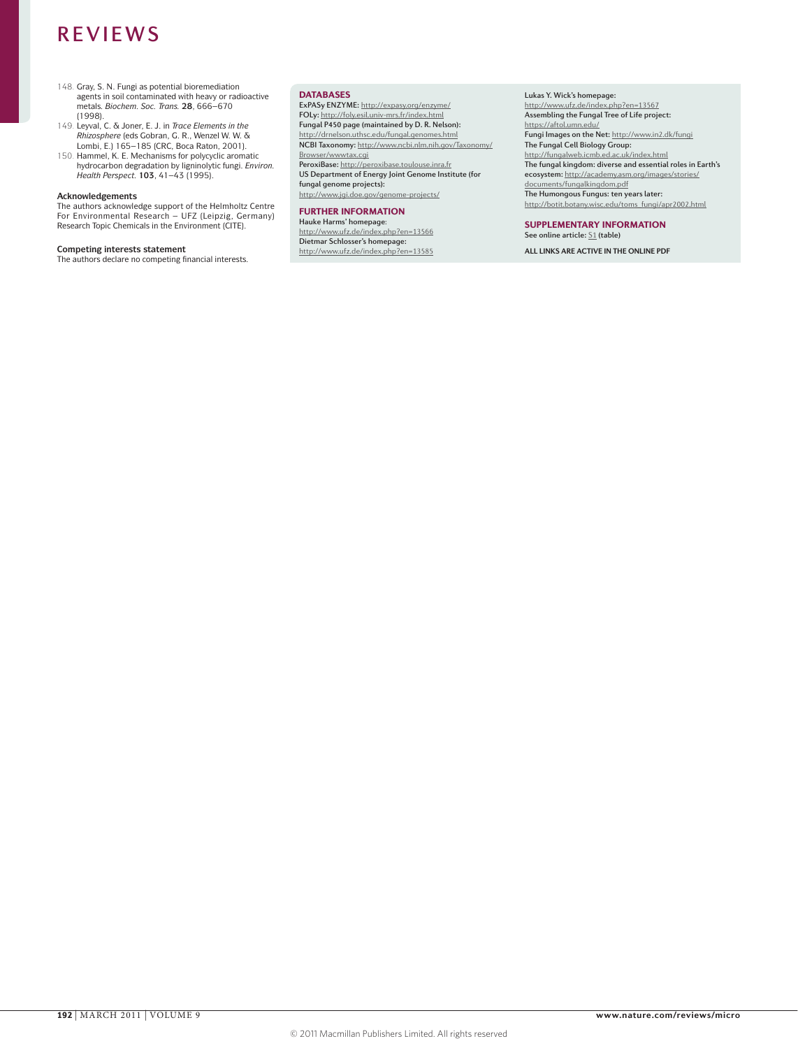148. Gray, S. N. Fungi as potential bioremediation agents in soil contaminated with heavy or radioactive metals. *Biochem. Soc. Trans.* **28**, 666–670 (1998).
149. Leyval, C. & Joner, E. J. in *Trace Elements in the Rhizosphere* (eds Gobran, G. R., Wenzel W. W. & Lombi, E.) 165–185 (CRC, Boca Raton, 2001).
150. Hammel, K. E. Mechanisms for polycyclic aromatic hydrocarbon degradation by ligninolytic fungi. *Environ. Health Perspect.* **103**, 41–43 (1995).

#### Acknowledgements

The authors acknowledge support of the Helmholtz Centre For Environmental Research – UFZ (Leipzig, Germany) Research Topic Chemicals in the Environment (CITE).

#### Competing interests statement

The authors declare no competing financial interests.

### DATABASES

**ExPASy ENZYME:** http://expasy.org/enzyme/
**FOLy:** http://foly.esil.univ-mrs.fr/index.html
**Fungal P450 page (maintained by D. R. Nelson):** http://drnelson.uthsc.edu/fungal.genomes.html
**NCBI Taxonomy:** http://www.ncbi.nlm.nih.gov/Taxonomy/Browser/wwwtax.cgi
**PeroxiBase:** http://peroxibase.toulouse.inra.fr
**US Department of Energy Joint Genome Institute (for fungal genome projects):** http://www.jgi.doe.gov/genome-projects/

### FURTHER INFORMATION

**Hauke Harms' homepage:** http://www.ufz.de/index.php?en=13566
**Dietmar Schlosser's homepage:** http://www.ufz.de/index.php?en=13585
**Lukas Y. Wick's homepage:** http://www.ufz.de/index.php?en=13567
**Assembling the Fungal Tree of Life project:** https://aftol.umn.edu/
**Fungi Images on the Net:** http://www.in2.dk/fungi
**The Fungal Cell Biology Group:** http://fungalweb.icmb.ed.ac.uk/index.html
**The fungal kingdom: diverse and essential roles in Earth's ecosystem:** http://academy.asm.org/images/stories/documents/fungalkingdom.pdf
**The Humongous Fungus: ten years later:** http://botit.botany.wisc.edu/toms_fungi/apr2002.html

### SUPPLEMENTARY INFORMATION

See online article: S1 (table)

**ALL LINKS ARE ACTIVE IN THE ONLINE PDF**